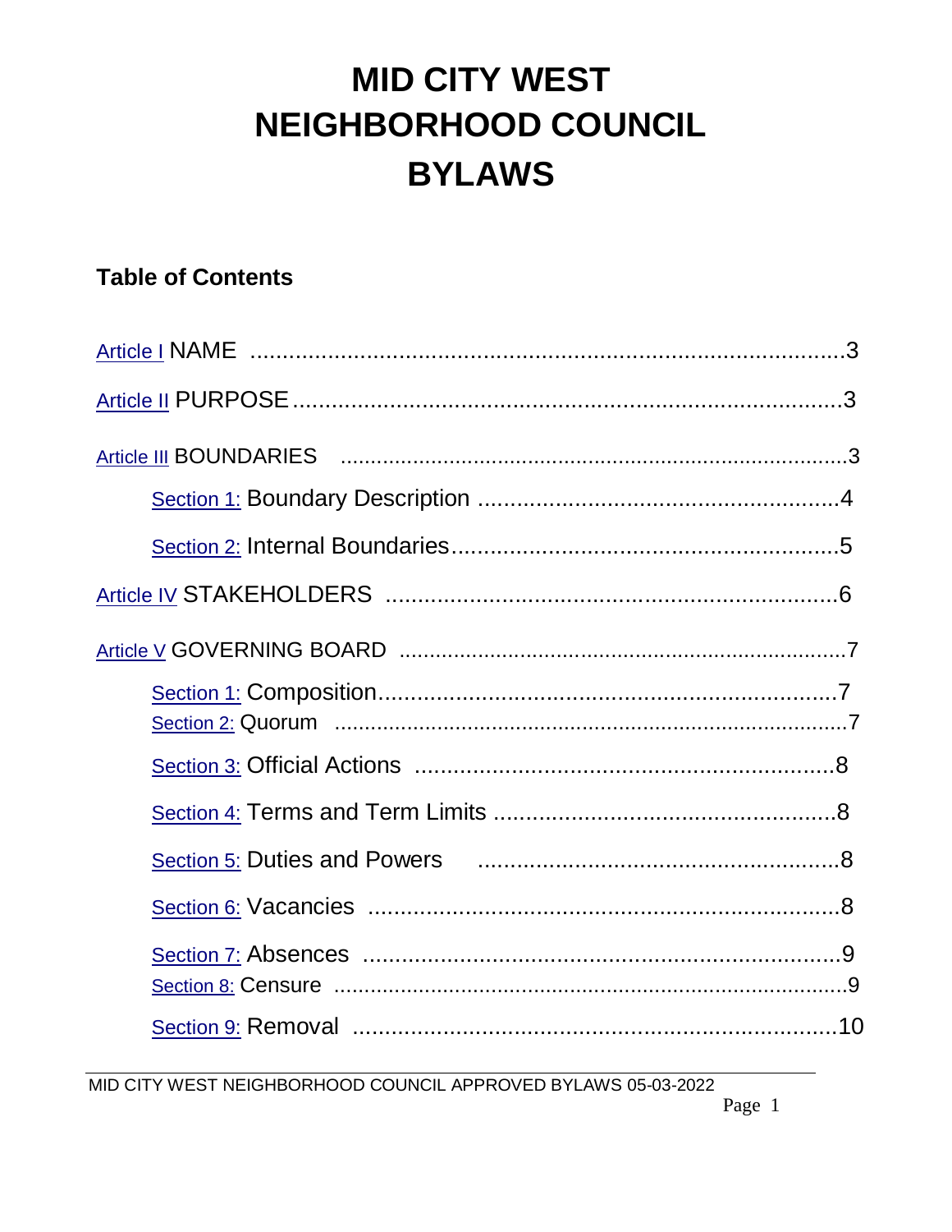# MID CITY WEST NEIGHBORHOOD COUNCIL BYLAWS

## Table of Contents

Article I NAME ....................................................................................3

Article II PURPOSE ................................................................................3

Article III BOUNDARIES ..........................................................................3

- Section 1: Boundary Description ....................................................4
- Section 2: Internal Boundaries .........................................................5

Article IV STAKEHOLDERS ......................................................................6

Article V GOVERNING BOARD .................................................................7

- Section 1: Composition....................................................................7
- Section 2: Quorum ..........................................................................7
- Section 3: Official Actions ................................................................8
- Section 4: Terms and Term Limits ....................................................8
- Section 5: Duties and Powers ..........................................................8
- Section 6: Vacancies .......................................................................8
- Section 7: Absences .......................................................................9
- Section 8: Censure ..........................................................................9
- Section 9: Removal ........................................................................10

MID CITY WEST NEIGHBORHOOD COUNCIL APPROVED BYLAWS 05-03-2022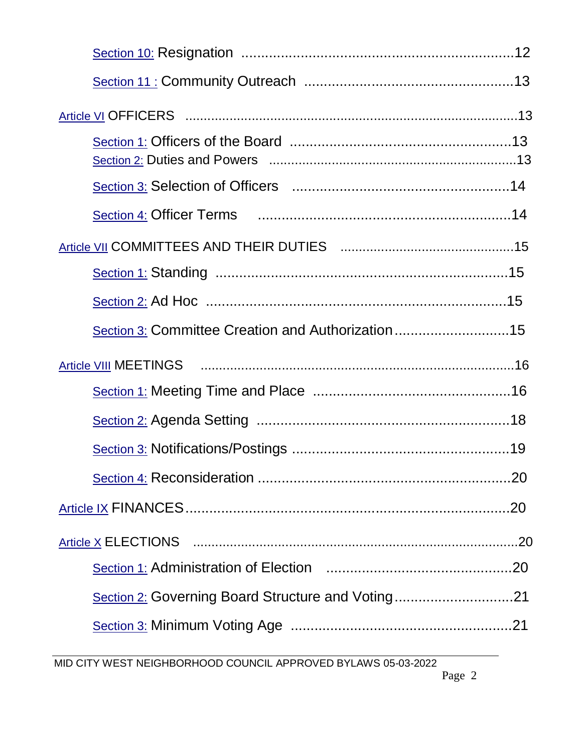Section 10: Resignation ....................................................................12

Section 11 : Community Outreach ....................................................13

Article VI OFFICERS ..........................................................................................13

Section 1: Officers of the Board ........................................................13

Section 2: Duties and Powers ..................................................................13

Section 3: Selection of Officers .......................................................14

Section 4: Officer Terms ................................................................14

Article VII COMMITTEES AND THEIR DUTIES ..............................................15

Section 1: Standing ..........................................................................15

Section 2: Ad Hoc ...........................................................................15

Section 3: Committee Creation and Authorization.............................15

Article VIII MEETINGS ....................................................................................16

Section 1: Meeting Time and Place ..................................................16

Section 2: Agenda Setting ................................................................18

Section 3: Notifications/Postings ......................................................19

Section 4: Reconsideration ................................................................20

Article IX FINANCES....................................................................................20

Article X ELECTIONS ........................................................................................20

Section 1: Administration of Election ................................................20

Section 2: Governing Board Structure and Voting..............................21

Section 3: Minimum Voting Age ........................................................21

MID CITY WEST NEIGHBORHOOD COUNCIL APPROVED BYLAWS 05-03-2022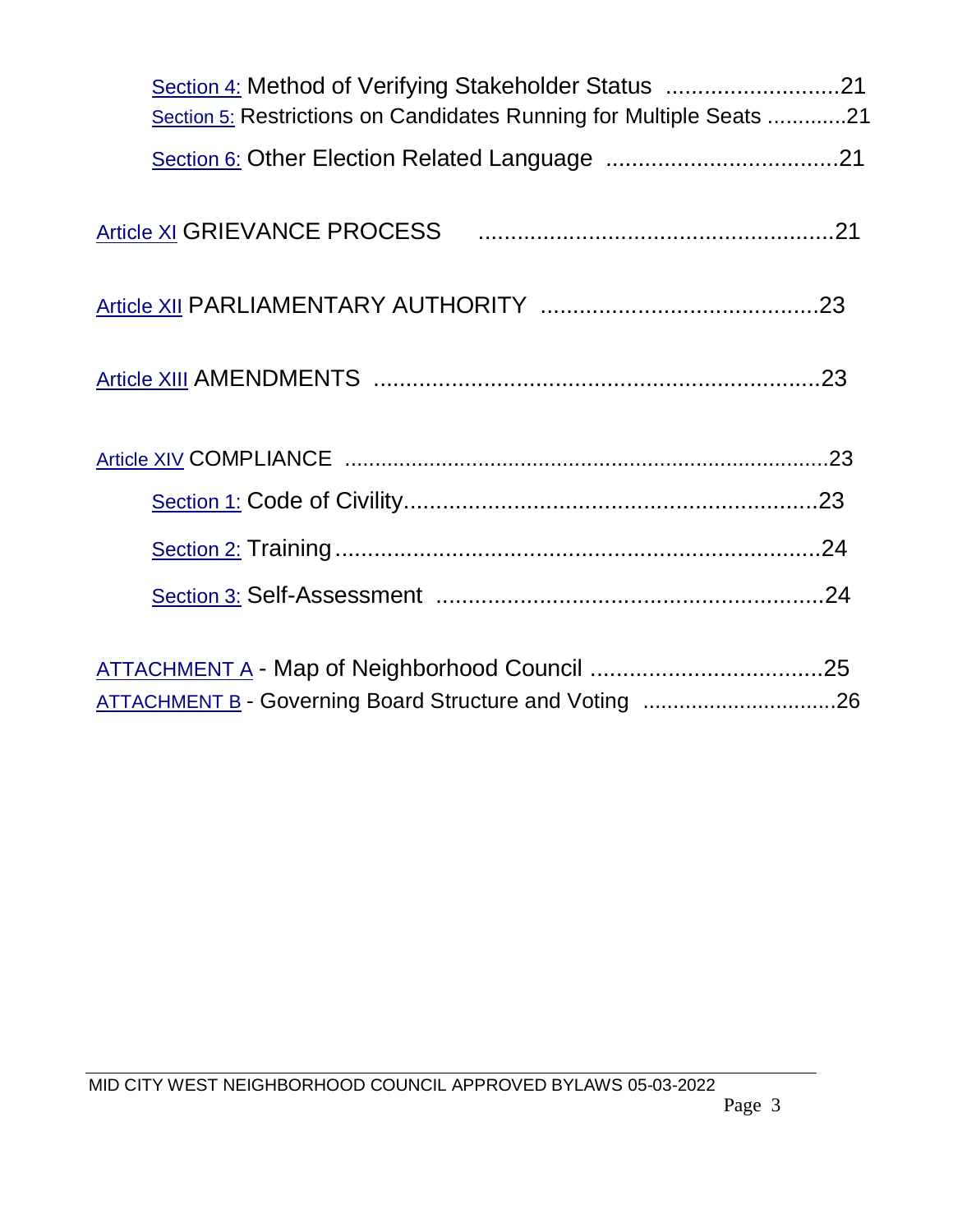Section 4: Method of Verifying Stakeholder Status ............................21

Section 5: Restrictions on Candidates Running for Multiple Seats .............21

Section 6: Other Election Related Language ....................................21

Article XI GRIEVANCE PROCESS .......................................................21

Article XII PARLIAMENTARY AUTHORITY ..........................................23

Article XIII AMENDMENTS ....................................................................23

Article XIV COMPLIANCE .................................................................................23

Section 1: Code of Civility................................................................23

Section 2: Training...........................................................................24

Section 3: Self-Assessment ............................................................24

ATTACHMENT A - Map of Neighborhood Council ....................................25

ATTACHMENT B - Governing Board Structure and Voting ................................26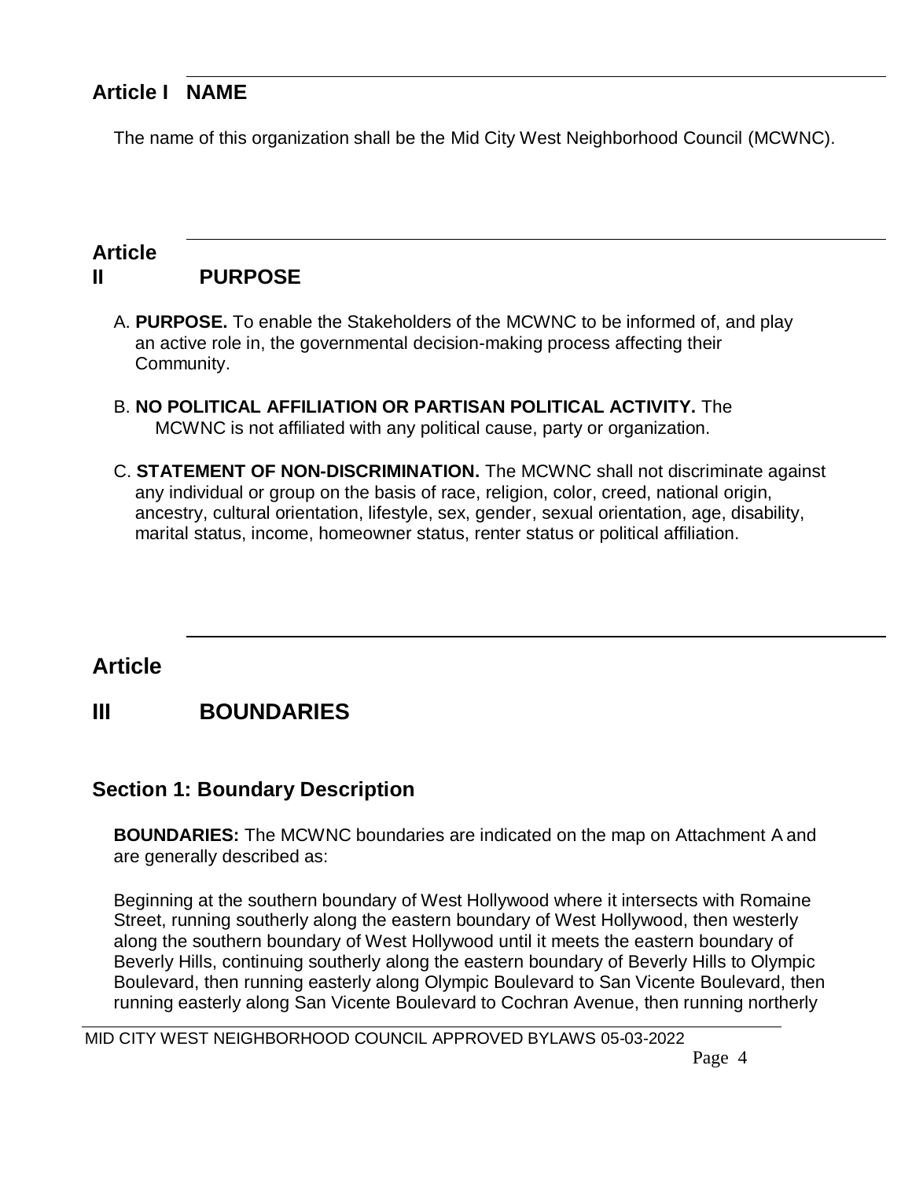## Article I NAME

The name of this organization shall be the Mid City West Neighborhood Council (MCWNC).

## Article II PURPOSE

A. **PURPOSE.** To enable the Stakeholders of the MCWNC to be informed of, and play an active role in, the governmental decision-making process affecting their Community.

B. **NO POLITICAL AFFILIATION OR PARTISAN POLITICAL ACTIVITY.** The MCWNC is not affiliated with any political cause, party or organization.

C. **STATEMENT OF NON-DISCRIMINATION.** The MCWNC shall not discriminate against any individual or group on the basis of race, religion, color, creed, national origin, ancestry, cultural orientation, lifestyle, sex, gender, sexual orientation, age, disability, marital status, income, homeowner status, renter status or political affiliation.

## Article III BOUNDARIES

### Section 1: Boundary Description

**BOUNDARIES:** The MCWNC boundaries are indicated on the map on Attachment A and are generally described as:

Beginning at the southern boundary of West Hollywood where it intersects with Romaine Street, running southerly along the eastern boundary of West Hollywood, then westerly along the southern boundary of West Hollywood until it meets the eastern boundary of Beverly Hills, continuing southerly along the eastern boundary of Beverly Hills to Olympic Boulevard, then running easterly along Olympic Boulevard to San Vicente Boulevard, then running easterly along San Vicente Boulevard to Cochran Avenue, then running northerly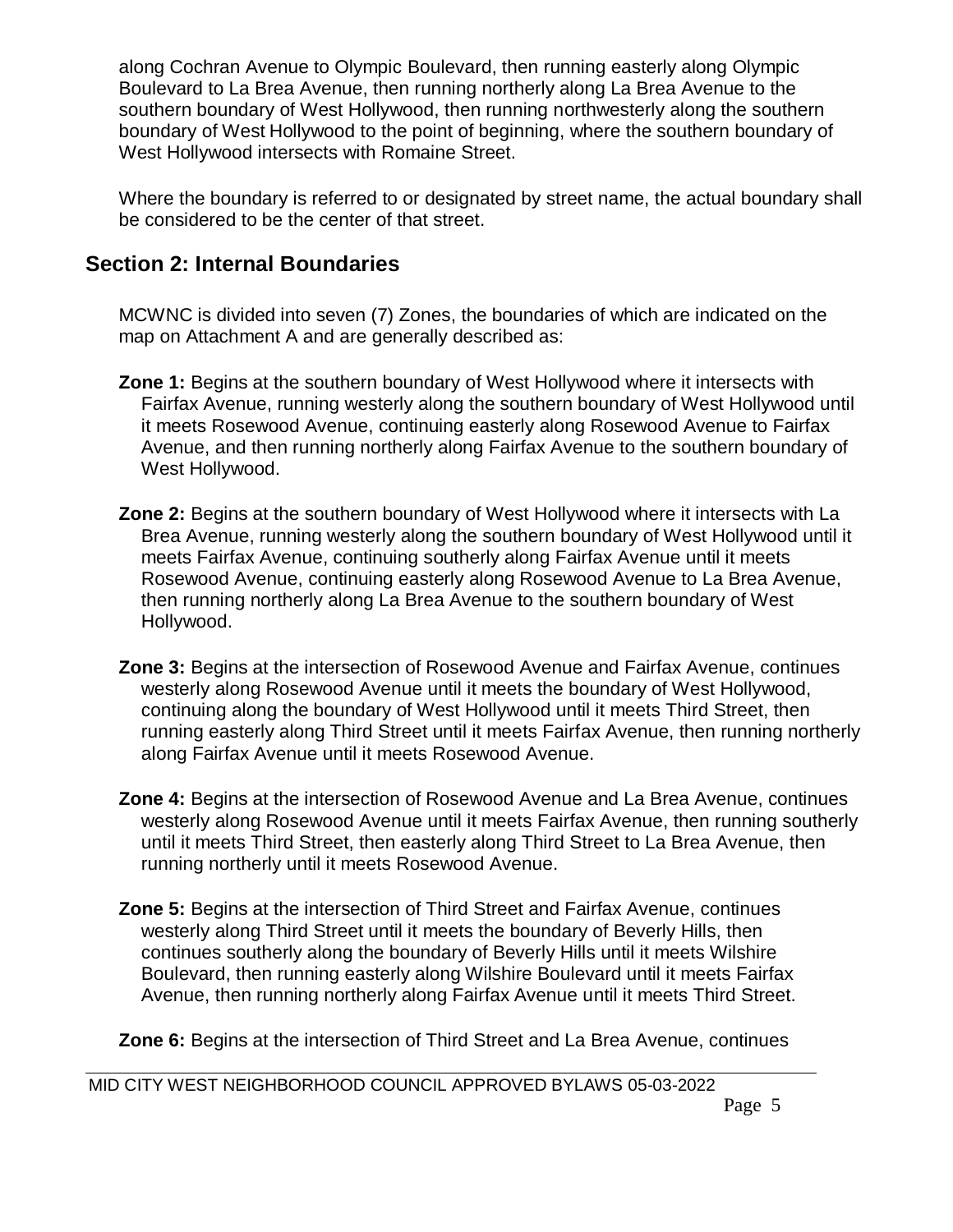along Cochran Avenue to Olympic Boulevard, then running easterly along Olympic Boulevard to La Brea Avenue, then running northerly along La Brea Avenue to the southern boundary of West Hollywood, then running northwesterly along the southern boundary of West Hollywood to the point of beginning, where the southern boundary of West Hollywood intersects with Romaine Street.

Where the boundary is referred to or designated by street name, the actual boundary shall be considered to be the center of that street.

## Section 2: Internal Boundaries

MCWNC is divided into seven (7) Zones, the boundaries of which are indicated on the map on Attachment A and are generally described as:

**Zone 1:** Begins at the southern boundary of West Hollywood where it intersects with Fairfax Avenue, running westerly along the southern boundary of West Hollywood until it meets Rosewood Avenue, continuing easterly along Rosewood Avenue to Fairfax Avenue, and then running northerly along Fairfax Avenue to the southern boundary of West Hollywood.

**Zone 2:** Begins at the southern boundary of West Hollywood where it intersects with La Brea Avenue, running westerly along the southern boundary of West Hollywood until it meets Fairfax Avenue, continuing southerly along Fairfax Avenue until it meets Rosewood Avenue, continuing easterly along Rosewood Avenue to La Brea Avenue, then running northerly along La Brea Avenue to the southern boundary of West Hollywood.

**Zone 3:** Begins at the intersection of Rosewood Avenue and Fairfax Avenue, continues westerly along Rosewood Avenue until it meets the boundary of West Hollywood, continuing along the boundary of West Hollywood until it meets Third Street, then running easterly along Third Street until it meets Fairfax Avenue, then running northerly along Fairfax Avenue until it meets Rosewood Avenue.

**Zone 4:** Begins at the intersection of Rosewood Avenue and La Brea Avenue, continues westerly along Rosewood Avenue until it meets Fairfax Avenue, then running southerly until it meets Third Street, then easterly along Third Street to La Brea Avenue, then running northerly until it meets Rosewood Avenue.

**Zone 5:** Begins at the intersection of Third Street and Fairfax Avenue, continues westerly along Third Street until it meets the boundary of Beverly Hills, then continues southerly along the boundary of Beverly Hills until it meets Wilshire Boulevard, then running easterly along Wilshire Boulevard until it meets Fairfax Avenue, then running northerly along Fairfax Avenue until it meets Third Street.

**Zone 6:** Begins at the intersection of Third Street and La Brea Avenue, continues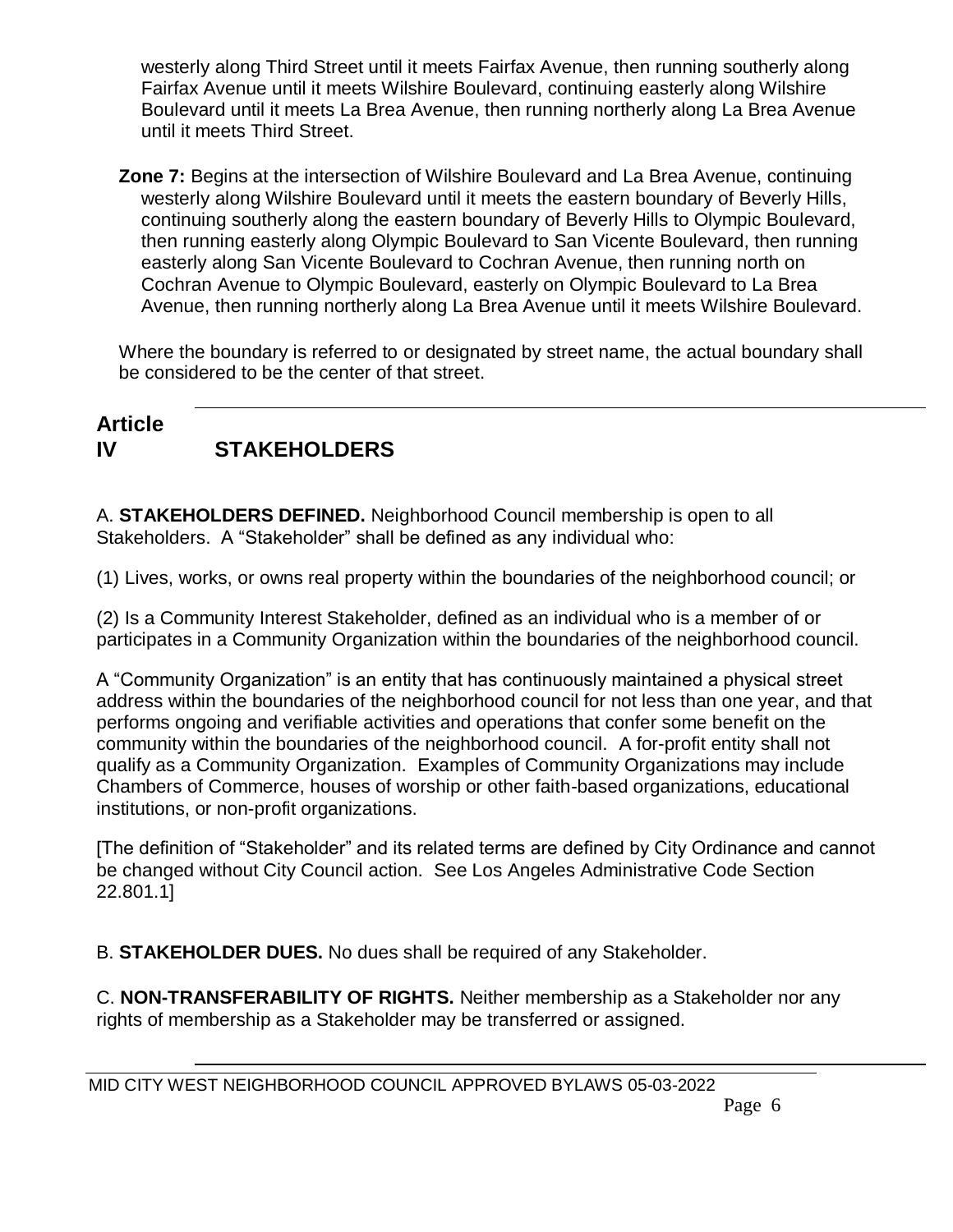westerly along Third Street until it meets Fairfax Avenue, then running southerly along Fairfax Avenue until it meets Wilshire Boulevard, continuing easterly along Wilshire Boulevard until it meets La Brea Avenue, then running northerly along La Brea Avenue until it meets Third Street.

**Zone 7:** Begins at the intersection of Wilshire Boulevard and La Brea Avenue, continuing westerly along Wilshire Boulevard until it meets the eastern boundary of Beverly Hills, continuing southerly along the eastern boundary of Beverly Hills to Olympic Boulevard, then running easterly along Olympic Boulevard to San Vicente Boulevard, then running easterly along San Vicente Boulevard to Cochran Avenue, then running north on Cochran Avenue to Olympic Boulevard, easterly on Olympic Boulevard to La Brea Avenue, then running northerly along La Brea Avenue until it meets Wilshire Boulevard.

Where the boundary is referred to or designated by street name, the actual boundary shall be considered to be the center of that street.

## Article IV STAKEHOLDERS

A. **STAKEHOLDERS DEFINED.** Neighborhood Council membership is open to all Stakeholders. A "Stakeholder" shall be defined as any individual who:

(1) Lives, works, or owns real property within the boundaries of the neighborhood council; or

(2) Is a Community Interest Stakeholder, defined as an individual who is a member of or participates in a Community Organization within the boundaries of the neighborhood council.

A "Community Organization" is an entity that has continuously maintained a physical street address within the boundaries of the neighborhood council for not less than one year, and that performs ongoing and verifiable activities and operations that confer some benefit on the community within the boundaries of the neighborhood council. A for-profit entity shall not qualify as a Community Organization. Examples of Community Organizations may include Chambers of Commerce, houses of worship or other faith-based organizations, educational institutions, or non-profit organizations.

[The definition of "Stakeholder" and its related terms are defined by City Ordinance and cannot be changed without City Council action. See Los Angeles Administrative Code Section 22.801.1]

B. **STAKEHOLDER DUES.** No dues shall be required of any Stakeholder.

C. **NON-TRANSFERABILITY OF RIGHTS.** Neither membership as a Stakeholder nor any rights of membership as a Stakeholder may be transferred or assigned.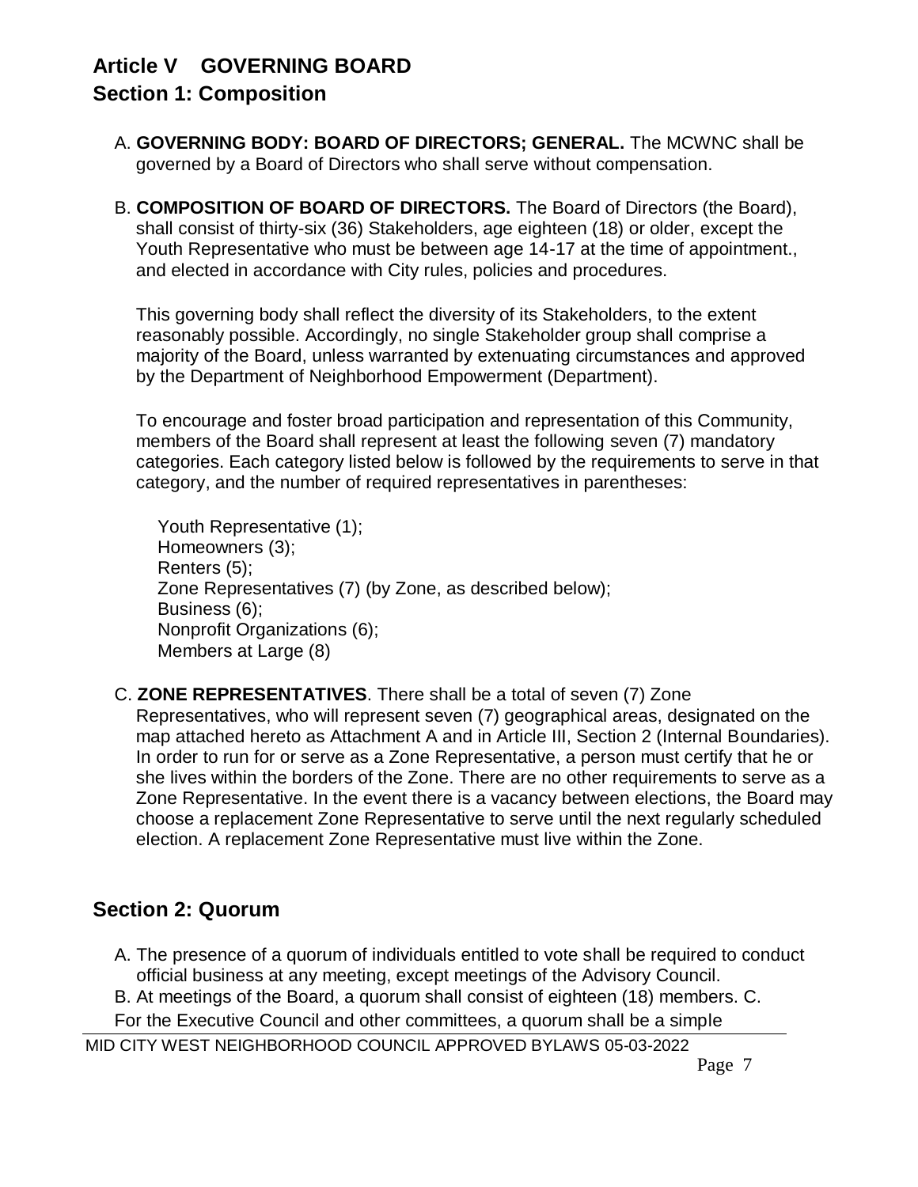# Article V GOVERNING BOARD

## Section 1: Composition

A. **GOVERNING BODY: BOARD OF DIRECTORS; GENERAL.** The MCWNC shall be governed by a Board of Directors who shall serve without compensation.

B. **COMPOSITION OF BOARD OF DIRECTORS.** The Board of Directors (the Board), shall consist of thirty-six (36) Stakeholders, age eighteen (18) or older, except the Youth Representative who must be between age 14-17 at the time of appointment., and elected in accordance with City rules, policies and procedures.

This governing body shall reflect the diversity of its Stakeholders, to the extent reasonably possible. Accordingly, no single Stakeholder group shall comprise a majority of the Board, unless warranted by extenuating circumstances and approved by the Department of Neighborhood Empowerment (Department).

To encourage and foster broad participation and representation of this Community, members of the Board shall represent at least the following seven (7) mandatory categories. Each category listed below is followed by the requirements to serve in that category, and the number of required representatives in parentheses:

Youth Representative (1);
Homeowners (3);
Renters (5);
Zone Representatives (7) (by Zone, as described below);
Business (6);
Nonprofit Organizations (6);
Members at Large (8)

C. **ZONE REPRESENTATIVES**. There shall be a total of seven (7) Zone Representatives, who will represent seven (7) geographical areas, designated on the map attached hereto as Attachment A and in Article III, Section 2 (Internal Boundaries). In order to run for or serve as a Zone Representative, a person must certify that he or she lives within the borders of the Zone. There are no other requirements to serve as a Zone Representative. In the event there is a vacancy between elections, the Board may choose a replacement Zone Representative to serve until the next regularly scheduled election. A replacement Zone Representative must live within the Zone.

## Section 2: Quorum

A. The presence of a quorum of individuals entitled to vote shall be required to conduct official business at any meeting, except meetings of the Advisory Council.

B. At meetings of the Board, a quorum shall consist of eighteen (18) members. C. For the Executive Council and other committees, a quorum shall be a simple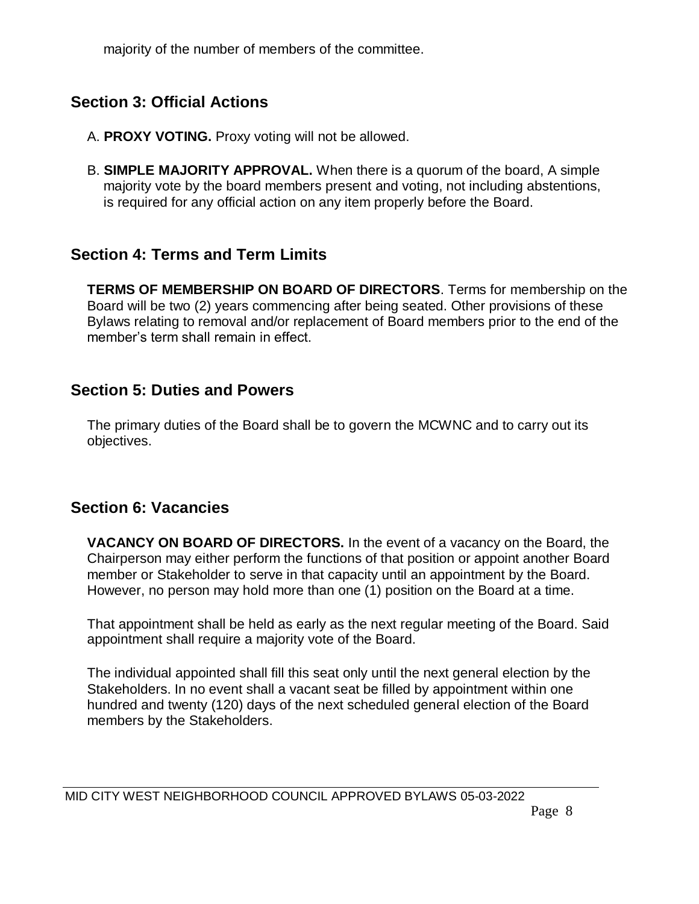majority of the number of members of the committee.

## Section 3: Official Actions

A. **PROXY VOTING.** Proxy voting will not be allowed.

B. **SIMPLE MAJORITY APPROVAL.** When there is a quorum of the board, A simple majority vote by the board members present and voting, not including abstentions, is required for any official action on any item properly before the Board.

## Section 4: Terms and Term Limits

**TERMS OF MEMBERSHIP ON BOARD OF DIRECTORS**. Terms for membership on the Board will be two (2) years commencing after being seated. Other provisions of these Bylaws relating to removal and/or replacement of Board members prior to the end of the member's term shall remain in effect.

## Section 5: Duties and Powers

The primary duties of the Board shall be to govern the MCWNC and to carry out its objectives.

## Section 6: Vacancies

**VACANCY ON BOARD OF DIRECTORS.** In the event of a vacancy on the Board, the Chairperson may either perform the functions of that position or appoint another Board member or Stakeholder to serve in that capacity until an appointment by the Board. However, no person may hold more than one (1) position on the Board at a time.

That appointment shall be held as early as the next regular meeting of the Board. Said appointment shall require a majority vote of the Board.

The individual appointed shall fill this seat only until the next general election by the Stakeholders. In no event shall a vacant seat be filled by appointment within one hundred and twenty (120) days of the next scheduled general election of the Board members by the Stakeholders.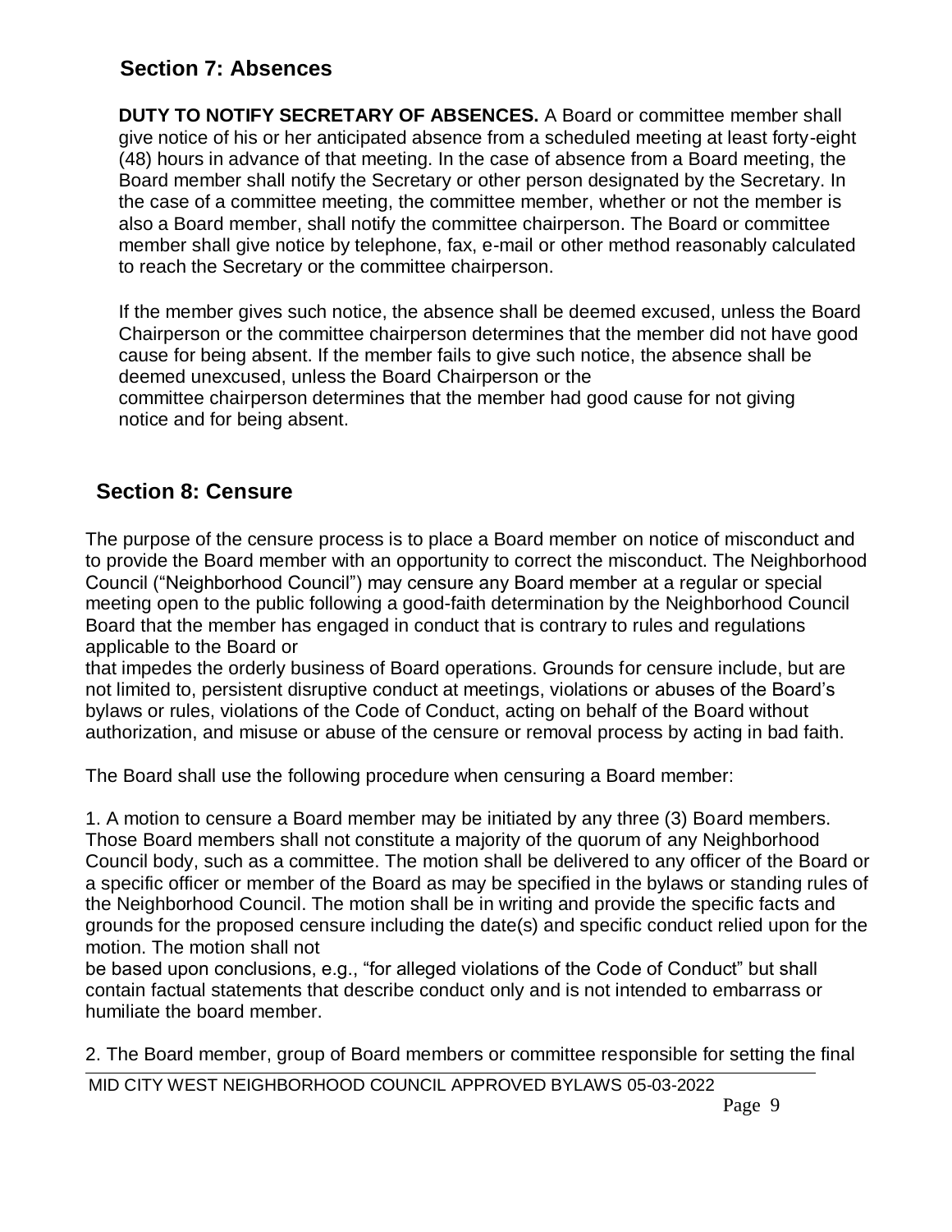## Section 7: Absences

**DUTY TO NOTIFY SECRETARY OF ABSENCES.** A Board or committee member shall give notice of his or her anticipated absence from a scheduled meeting at least forty-eight (48) hours in advance of that meeting. In the case of absence from a Board meeting, the Board member shall notify the Secretary or other person designated by the Secretary. In the case of a committee meeting, the committee member, whether or not the member is also a Board member, shall notify the committee chairperson. The Board or committee member shall give notice by telephone, fax, e-mail or other method reasonably calculated to reach the Secretary or the committee chairperson.

If the member gives such notice, the absence shall be deemed excused, unless the Board Chairperson or the committee chairperson determines that the member did not have good cause for being absent. If the member fails to give such notice, the absence shall be deemed unexcused, unless the Board Chairperson or the committee chairperson determines that the member had good cause for not giving notice and for being absent.

## Section 8: Censure

The purpose of the censure process is to place a Board member on notice of misconduct and to provide the Board member with an opportunity to correct the misconduct. The Neighborhood Council ("Neighborhood Council") may censure any Board member at a regular or special meeting open to the public following a good-faith determination by the Neighborhood Council Board that the member has engaged in conduct that is contrary to rules and regulations applicable to the Board or that impedes the orderly business of Board operations. Grounds for censure include, but are not limited to, persistent disruptive conduct at meetings, violations or abuses of the Board's bylaws or rules, violations of the Code of Conduct, acting on behalf of the Board without authorization, and misuse or abuse of the censure or removal process by acting in bad faith.

The Board shall use the following procedure when censuring a Board member:

1. A motion to censure a Board member may be initiated by any three (3) Board members. Those Board members shall not constitute a majority of the quorum of any Neighborhood Council body, such as a committee. The motion shall be delivered to any officer of the Board or a specific officer or member of the Board as may be specified in the bylaws or standing rules of the Neighborhood Council. The motion shall be in writing and provide the specific facts and grounds for the proposed censure including the date(s) and specific conduct relied upon for the motion. The motion shall not be based upon conclusions, e.g., "for alleged violations of the Code of Conduct" but shall contain factual statements that describe conduct only and is not intended to embarrass or humiliate the board member.

2. The Board member, group of Board members or committee responsible for setting the final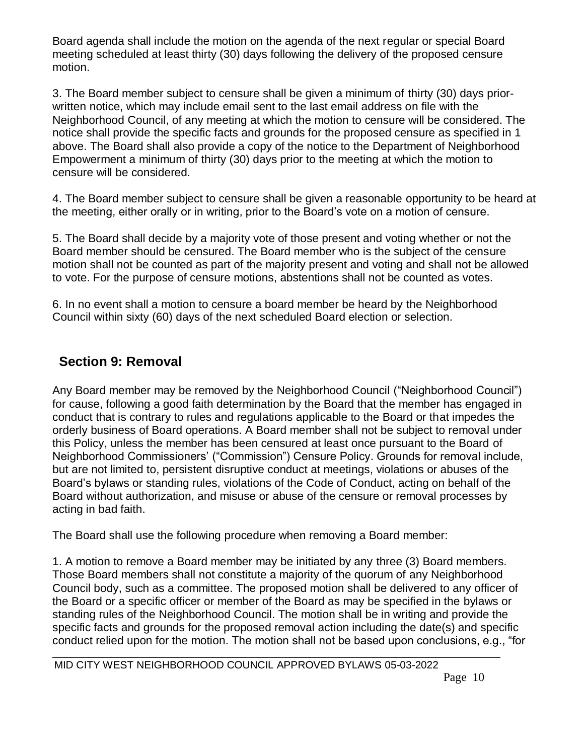Board agenda shall include the motion on the agenda of the next regular or special Board meeting scheduled at least thirty (30) days following the delivery of the proposed censure motion.

3. The Board member subject to censure shall be given a minimum of thirty (30) days prior-written notice, which may include email sent to the last email address on file with the Neighborhood Council, of any meeting at which the motion to censure will be considered. The notice shall provide the specific facts and grounds for the proposed censure as specified in 1 above. The Board shall also provide a copy of the notice to the Department of Neighborhood Empowerment a minimum of thirty (30) days prior to the meeting at which the motion to censure will be considered.

4. The Board member subject to censure shall be given a reasonable opportunity to be heard at the meeting, either orally or in writing, prior to the Board's vote on a motion of censure.

5. The Board shall decide by a majority vote of those present and voting whether or not the Board member should be censured. The Board member who is the subject of the censure motion shall not be counted as part of the majority present and voting and shall not be allowed to vote. For the purpose of censure motions, abstentions shall not be counted as votes.

6. In no event shall a motion to censure a board member be heard by the Neighborhood Council within sixty (60) days of the next scheduled Board election or selection.

## Section 9: Removal

Any Board member may be removed by the Neighborhood Council ("Neighborhood Council") for cause, following a good faith determination by the Board that the member has engaged in conduct that is contrary to rules and regulations applicable to the Board or that impedes the orderly business of Board operations. A Board member shall not be subject to removal under this Policy, unless the member has been censured at least once pursuant to the Board of Neighborhood Commissioners' ("Commission") Censure Policy. Grounds for removal include, but are not limited to, persistent disruptive conduct at meetings, violations or abuses of the Board's bylaws or standing rules, violations of the Code of Conduct, acting on behalf of the Board without authorization, and misuse or abuse of the censure or removal processes by acting in bad faith.

The Board shall use the following procedure when removing a Board member:

1. A motion to remove a Board member may be initiated by any three (3) Board members. Those Board members shall not constitute a majority of the quorum of any Neighborhood Council body, such as a committee. The proposed motion shall be delivered to any officer of the Board or a specific officer or member of the Board as may be specified in the bylaws or standing rules of the Neighborhood Council. The motion shall be in writing and provide the specific facts and grounds for the proposed removal action including the date(s) and specific conduct relied upon for the motion. The motion shall not be based upon conclusions, e.g., "for

MID CITY WEST NEIGHBORHOOD COUNCIL APPROVED BYLAWS 05-03-2022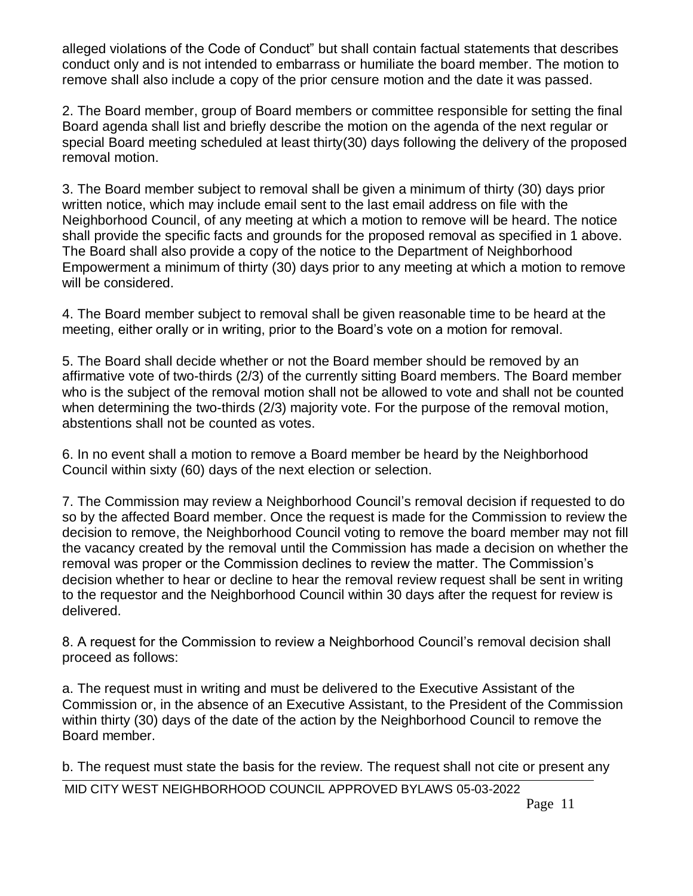alleged violations of the Code of Conduct" but shall contain factual statements that describes conduct only and is not intended to embarrass or humiliate the board member. The motion to remove shall also include a copy of the prior censure motion and the date it was passed.

2. The Board member, group of Board members or committee responsible for setting the final Board agenda shall list and briefly describe the motion on the agenda of the next regular or special Board meeting scheduled at least thirty(30) days following the delivery of the proposed removal motion.

3. The Board member subject to removal shall be given a minimum of thirty (30) days prior written notice, which may include email sent to the last email address on file with the Neighborhood Council, of any meeting at which a motion to remove will be heard. The notice shall provide the specific facts and grounds for the proposed removal as specified in 1 above. The Board shall also provide a copy of the notice to the Department of Neighborhood Empowerment a minimum of thirty (30) days prior to any meeting at which a motion to remove will be considered.

4. The Board member subject to removal shall be given reasonable time to be heard at the meeting, either orally or in writing, prior to the Board's vote on a motion for removal.

5. The Board shall decide whether or not the Board member should be removed by an affirmative vote of two-thirds (2/3) of the currently sitting Board members. The Board member who is the subject of the removal motion shall not be allowed to vote and shall not be counted when determining the two-thirds (2/3) majority vote. For the purpose of the removal motion, abstentions shall not be counted as votes.

6. In no event shall a motion to remove a Board member be heard by the Neighborhood Council within sixty (60) days of the next election or selection.

7. The Commission may review a Neighborhood Council's removal decision if requested to do so by the affected Board member. Once the request is made for the Commission to review the decision to remove, the Neighborhood Council voting to remove the board member may not fill the vacancy created by the removal until the Commission has made a decision on whether the removal was proper or the Commission declines to review the matter. The Commission's decision whether to hear or decline to hear the removal review request shall be sent in writing to the requestor and the Neighborhood Council within 30 days after the request for review is delivered.

8. A request for the Commission to review a Neighborhood Council's removal decision shall proceed as follows:

a. The request must in writing and must be delivered to the Executive Assistant of the Commission or, in the absence of an Executive Assistant, to the President of the Commission within thirty (30) days of the date of the action by the Neighborhood Council to remove the Board member.

b. The request must state the basis for the review. The request shall not cite or present any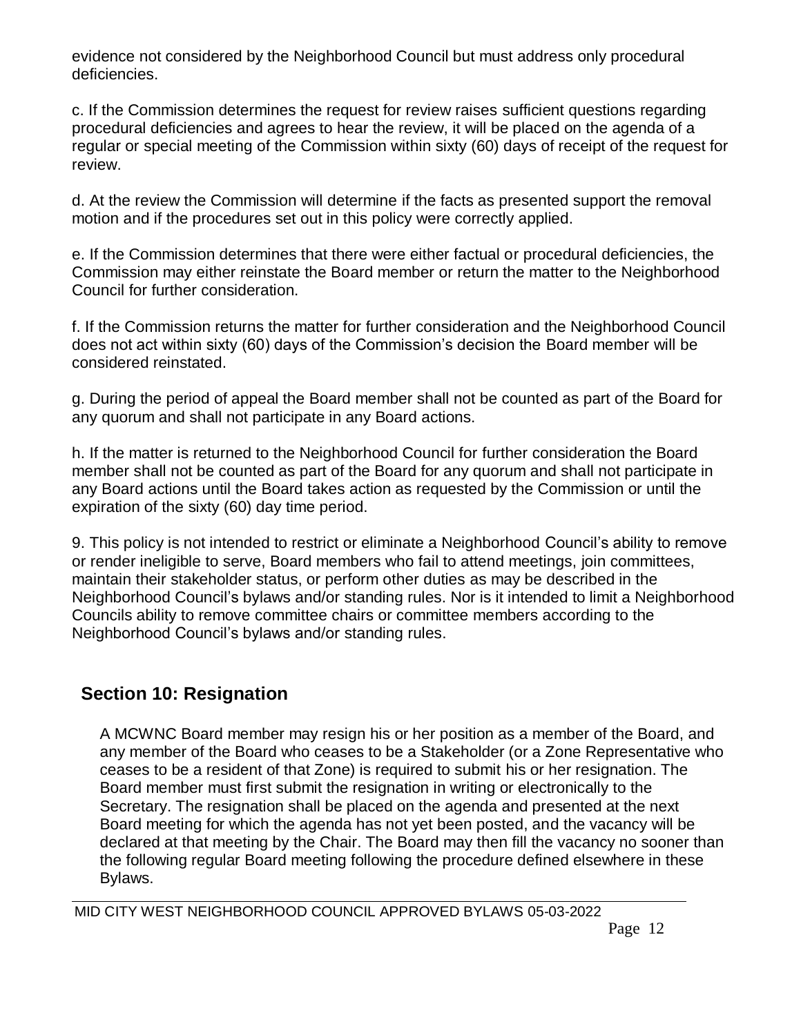evidence not considered by the Neighborhood Council but must address only procedural deficiencies.

c. If the Commission determines the request for review raises sufficient questions regarding procedural deficiencies and agrees to hear the review, it will be placed on the agenda of a regular or special meeting of the Commission within sixty (60) days of receipt of the request for review.

d. At the review the Commission will determine if the facts as presented support the removal motion and if the procedures set out in this policy were correctly applied.

e. If the Commission determines that there were either factual or procedural deficiencies, the Commission may either reinstate the Board member or return the matter to the Neighborhood Council for further consideration.

f. If the Commission returns the matter for further consideration and the Neighborhood Council does not act within sixty (60) days of the Commission's decision the Board member will be considered reinstated.

g. During the period of appeal the Board member shall not be counted as part of the Board for any quorum and shall not participate in any Board actions.

h. If the matter is returned to the Neighborhood Council for further consideration the Board member shall not be counted as part of the Board for any quorum and shall not participate in any Board actions until the Board takes action as requested by the Commission or until the expiration of the sixty (60) day time period.

9. This policy is not intended to restrict or eliminate a Neighborhood Council's ability to remove or render ineligible to serve, Board members who fail to attend meetings, join committees, maintain their stakeholder status, or perform other duties as may be described in the Neighborhood Council's bylaws and/or standing rules. Nor is it intended to limit a Neighborhood Councils ability to remove committee chairs or committee members according to the Neighborhood Council's bylaws and/or standing rules.

## Section 10: Resignation

A MCWNC Board member may resign his or her position as a member of the Board, and any member of the Board who ceases to be a Stakeholder (or a Zone Representative who ceases to be a resident of that Zone) is required to submit his or her resignation. The Board member must first submit the resignation in writing or electronically to the Secretary. The resignation shall be placed on the agenda and presented at the next Board meeting for which the agenda has not yet been posted, and the vacancy will be declared at that meeting by the Chair. The Board may then fill the vacancy no sooner than the following regular Board meeting following the procedure defined elsewhere in these Bylaws.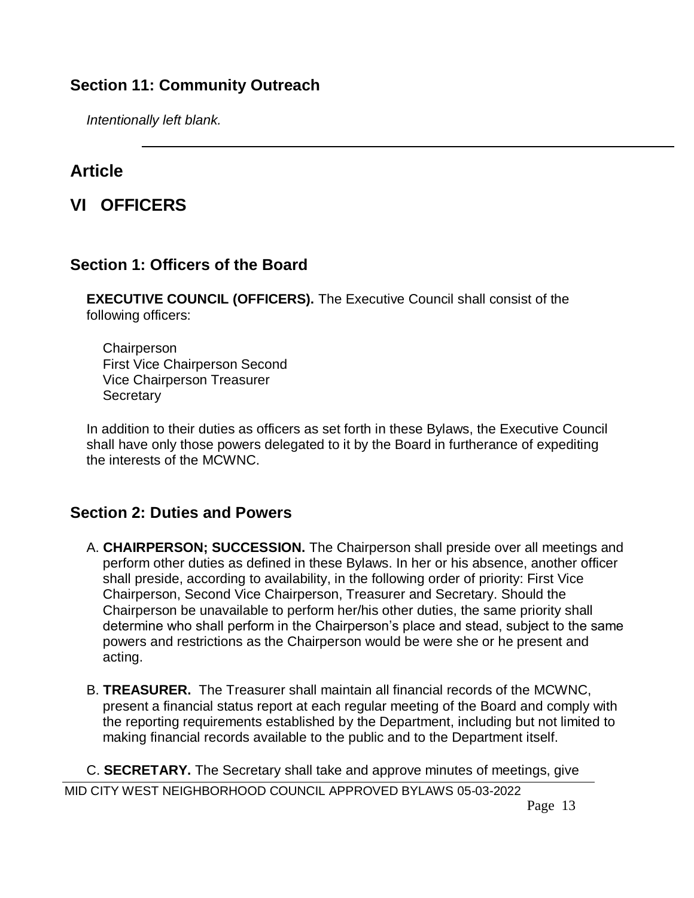## Section 11: Community Outreach

*Intentionally left blank.*

---

# Article

# VI OFFICERS

## Section 1: Officers of the Board

**EXECUTIVE COUNCIL (OFFICERS).** The Executive Council shall consist of the following officers:

Chairperson
First Vice Chairperson Second
Vice Chairperson Treasurer
Secretary

In addition to their duties as officers as set forth in these Bylaws, the Executive Council shall have only those powers delegated to it by the Board in furtherance of expediting the interests of the MCWNC.

## Section 2: Duties and Powers

A. **CHAIRPERSON; SUCCESSION.** The Chairperson shall preside over all meetings and perform other duties as defined in these Bylaws. In her or his absence, another officer shall preside, according to availability, in the following order of priority: First Vice Chairperson, Second Vice Chairperson, Treasurer and Secretary. Should the Chairperson be unavailable to perform her/his other duties, the same priority shall determine who shall perform in the Chairperson's place and stead, subject to the same powers and restrictions as the Chairperson would be were she or he present and acting.

B. **TREASURER.** The Treasurer shall maintain all financial records of the MCWNC, present a financial status report at each regular meeting of the Board and comply with the reporting requirements established by the Department, including but not limited to making financial records available to the public and to the Department itself.

C. **SECRETARY.** The Secretary shall take and approve minutes of meetings, give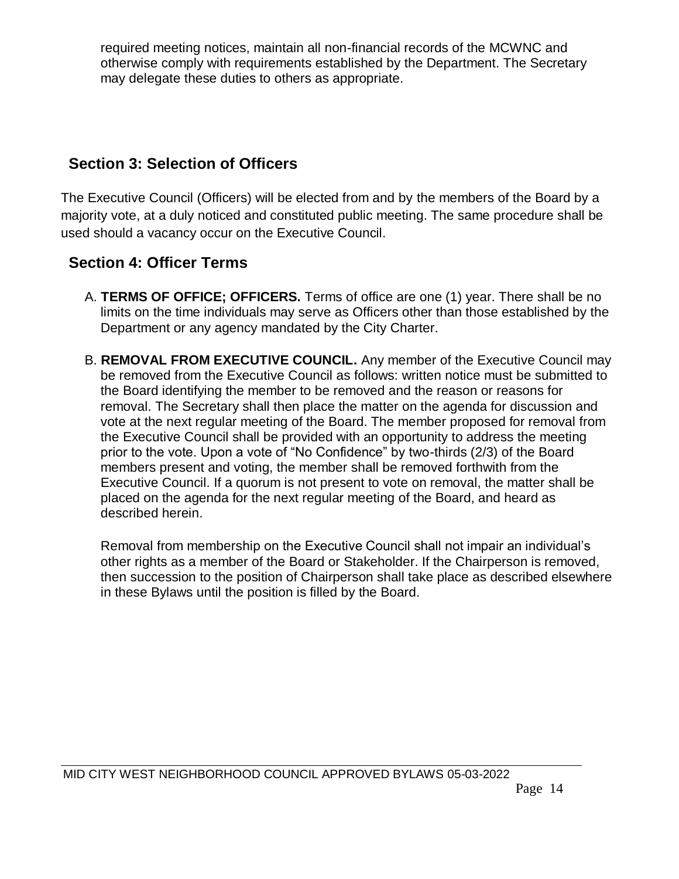required meeting notices, maintain all non-financial records of the MCWNC and otherwise comply with requirements established by the Department. The Secretary may delegate these duties to others as appropriate.

## Section 3: Selection of Officers

The Executive Council (Officers) will be elected from and by the members of the Board by a majority vote, at a duly noticed and constituted public meeting. The same procedure shall be used should a vacancy occur on the Executive Council.

## Section 4: Officer Terms

A. **TERMS OF OFFICE; OFFICERS.** Terms of office are one (1) year. There shall be no limits on the time individuals may serve as Officers other than those established by the Department or any agency mandated by the City Charter.

B. **REMOVAL FROM EXECUTIVE COUNCIL.** Any member of the Executive Council may be removed from the Executive Council as follows: written notice must be submitted to the Board identifying the member to be removed and the reason or reasons for removal. The Secretary shall then place the matter on the agenda for discussion and vote at the next regular meeting of the Board. The member proposed for removal from the Executive Council shall be provided with an opportunity to address the meeting prior to the vote. Upon a vote of "No Confidence" by two-thirds (2/3) of the Board members present and voting, the member shall be removed forthwith from the Executive Council. If a quorum is not present to vote on removal, the matter shall be placed on the agenda for the next regular meeting of the Board, and heard as described herein.

   Removal from membership on the Executive Council shall not impair an individual's other rights as a member of the Board or Stakeholder. If the Chairperson is removed, then succession to the position of Chairperson shall take place as described elsewhere in these Bylaws until the position is filled by the Board.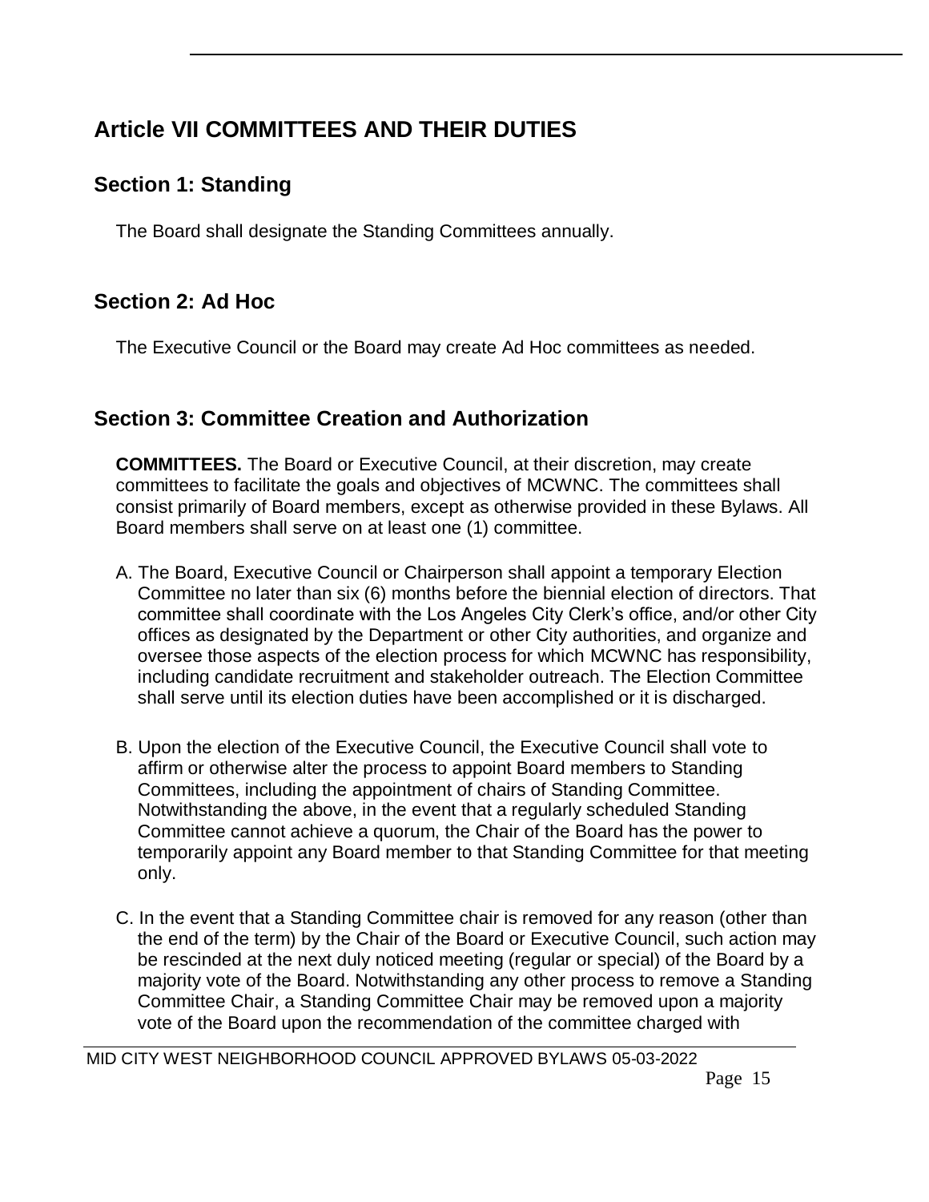# Article VII COMMITTEES AND THEIR DUTIES

## Section 1: Standing

The Board shall designate the Standing Committees annually.

## Section 2: Ad Hoc

The Executive Council or the Board may create Ad Hoc committees as needed.

## Section 3: Committee Creation and Authorization

**COMMITTEES.** The Board or Executive Council, at their discretion, may create committees to facilitate the goals and objectives of MCWNC. The committees shall consist primarily of Board members, except as otherwise provided in these Bylaws. All Board members shall serve on at least one (1) committee.

A. The Board, Executive Council or Chairperson shall appoint a temporary Election Committee no later than six (6) months before the biennial election of directors. That committee shall coordinate with the Los Angeles City Clerk's office, and/or other City offices as designated by the Department or other City authorities, and organize and oversee those aspects of the election process for which MCWNC has responsibility, including candidate recruitment and stakeholder outreach. The Election Committee shall serve until its election duties have been accomplished or it is discharged.

B. Upon the election of the Executive Council, the Executive Council shall vote to affirm or otherwise alter the process to appoint Board members to Standing Committees, including the appointment of chairs of Standing Committee. Notwithstanding the above, in the event that a regularly scheduled Standing Committee cannot achieve a quorum, the Chair of the Board has the power to temporarily appoint any Board member to that Standing Committee for that meeting only.

C. In the event that a Standing Committee chair is removed for any reason (other than the end of the term) by the Chair of the Board or Executive Council, such action may be rescinded at the next duly noticed meeting (regular or special) of the Board by a majority vote of the Board. Notwithstanding any other process to remove a Standing Committee Chair, a Standing Committee Chair may be removed upon a majority vote of the Board upon the recommendation of the committee charged with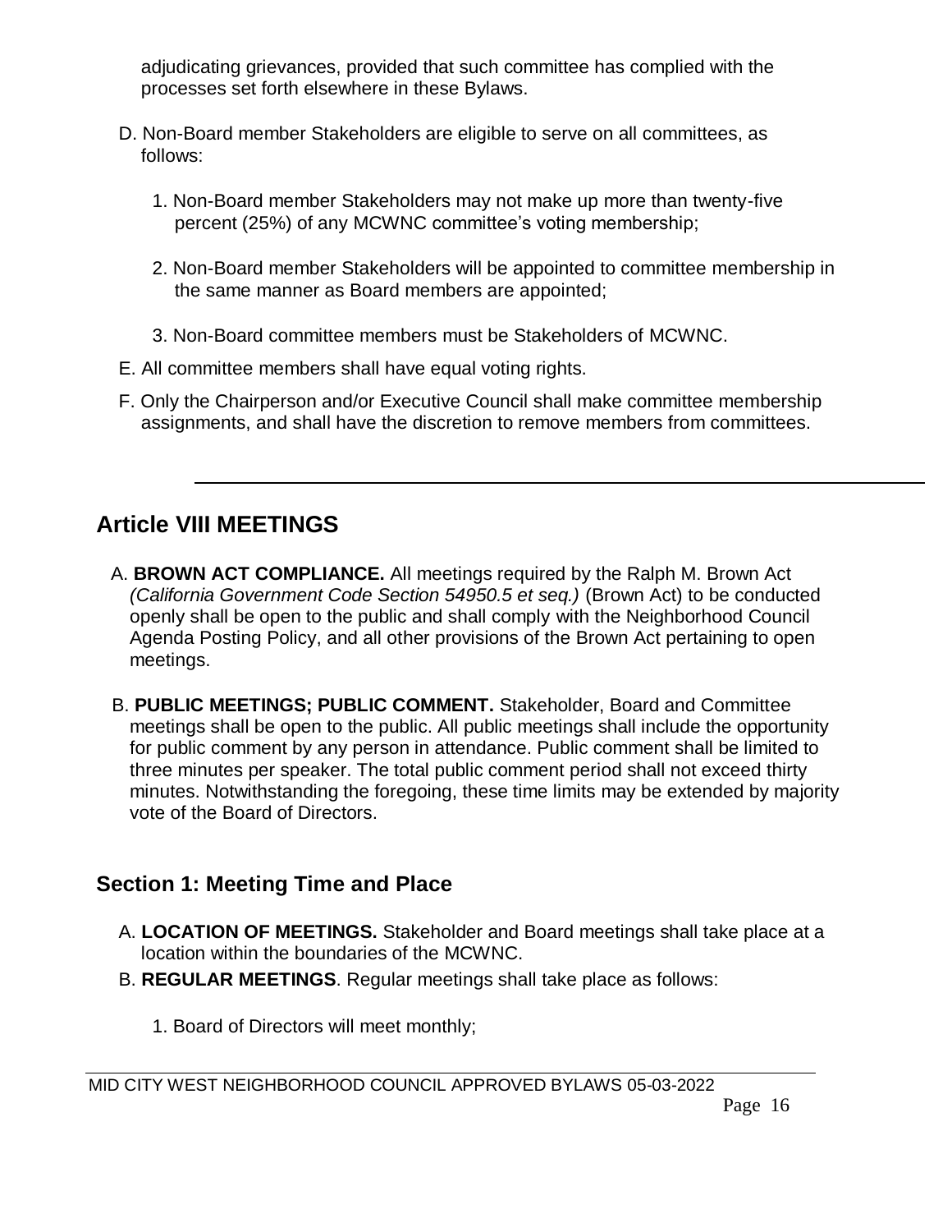adjudicating grievances, provided that such committee has complied with the processes set forth elsewhere in these Bylaws.

D. Non-Board member Stakeholders are eligible to serve on all committees, as follows:

1. Non-Board member Stakeholders may not make up more than twenty-five percent (25%) of any MCWNC committee's voting membership;

2. Non-Board member Stakeholders will be appointed to committee membership in the same manner as Board members are appointed;

3. Non-Board committee members must be Stakeholders of MCWNC.

E. All committee members shall have equal voting rights.

F. Only the Chairperson and/or Executive Council shall make committee membership assignments, and shall have the discretion to remove members from committees.

---

## Article VIII MEETINGS

A. **BROWN ACT COMPLIANCE.** All meetings required by the Ralph M. Brown Act *(California Government Code Section 54950.5 et seq.)* (Brown Act) to be conducted openly shall be open to the public and shall comply with the Neighborhood Council Agenda Posting Policy, and all other provisions of the Brown Act pertaining to open meetings.

B. **PUBLIC MEETINGS; PUBLIC COMMENT.** Stakeholder, Board and Committee meetings shall be open to the public. All public meetings shall include the opportunity for public comment by any person in attendance. Public comment shall be limited to three minutes per speaker. The total public comment period shall not exceed thirty minutes. Notwithstanding the foregoing, these time limits may be extended by majority vote of the Board of Directors.

### Section 1: Meeting Time and Place

A. **LOCATION OF MEETINGS.** Stakeholder and Board meetings shall take place at a location within the boundaries of the MCWNC.

B. **REGULAR MEETINGS**. Regular meetings shall take place as follows:

1. Board of Directors will meet monthly;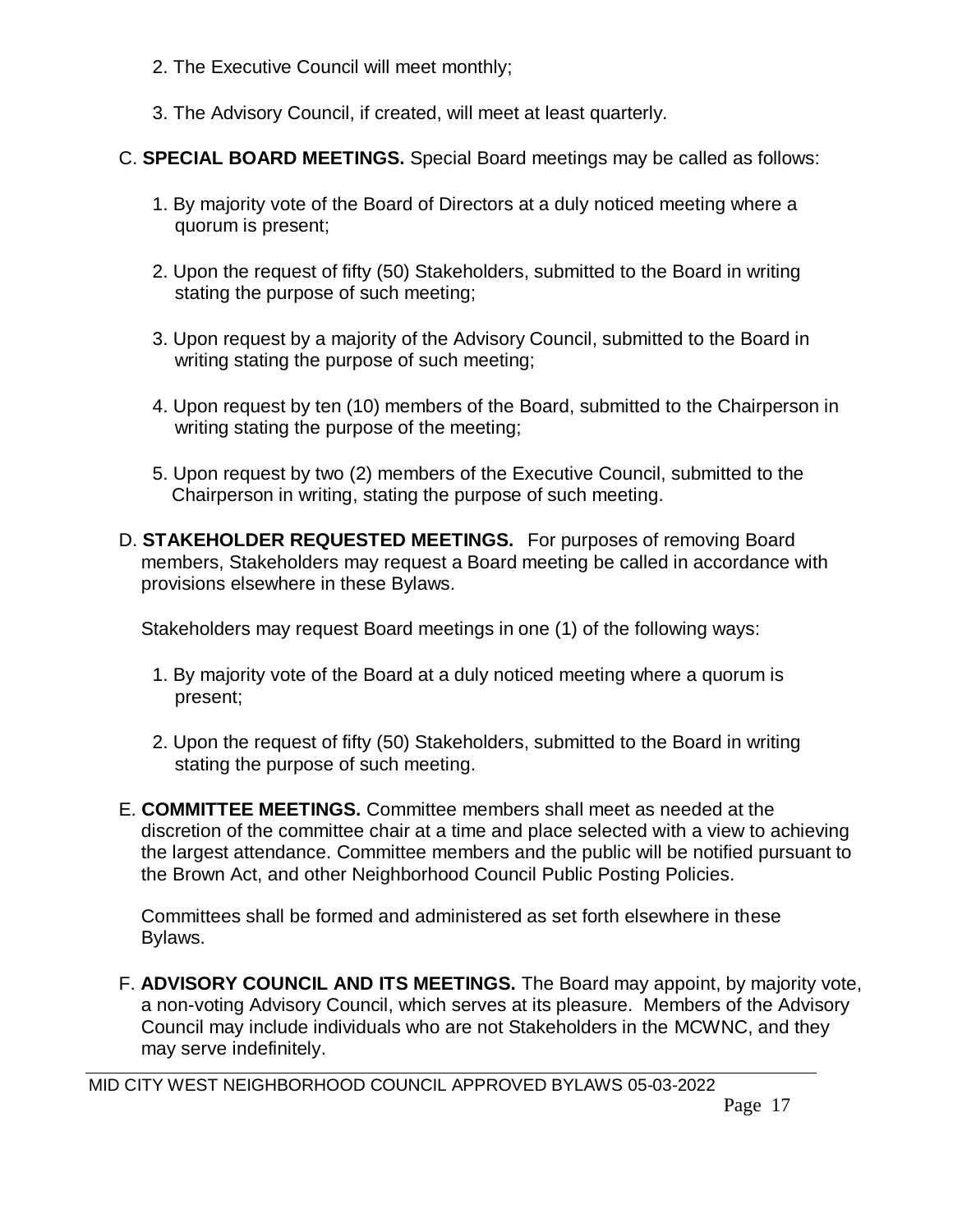2. The Executive Council will meet monthly;

3. The Advisory Council, if created, will meet at least quarterly.

C. **SPECIAL BOARD MEETINGS.** Special Board meetings may be called as follows:

1. By majority vote of the Board of Directors at a duly noticed meeting where a quorum is present;

2. Upon the request of fifty (50) Stakeholders, submitted to the Board in writing stating the purpose of such meeting;

3. Upon request by a majority of the Advisory Council, submitted to the Board in writing stating the purpose of such meeting;

4. Upon request by ten (10) members of the Board, submitted to the Chairperson in writing stating the purpose of the meeting;

5. Upon request by two (2) members of the Executive Council, submitted to the Chairperson in writing, stating the purpose of such meeting.

D. **STAKEHOLDER REQUESTED MEETINGS.** For purposes of removing Board members, Stakeholders may request a Board meeting be called in accordance with provisions elsewhere in these Bylaws.

Stakeholders may request Board meetings in one (1) of the following ways:

1. By majority vote of the Board at a duly noticed meeting where a quorum is present;

2. Upon the request of fifty (50) Stakeholders, submitted to the Board in writing stating the purpose of such meeting.

E. **COMMITTEE MEETINGS.** Committee members shall meet as needed at the discretion of the committee chair at a time and place selected with a view to achieving the largest attendance. Committee members and the public will be notified pursuant to the Brown Act, and other Neighborhood Council Public Posting Policies.

Committees shall be formed and administered as set forth elsewhere in these Bylaws.

F. **ADVISORY COUNCIL AND ITS MEETINGS.** The Board may appoint, by majority vote, a non-voting Advisory Council, which serves at its pleasure. Members of the Advisory Council may include individuals who are not Stakeholders in the MCWNC, and they may serve indefinitely.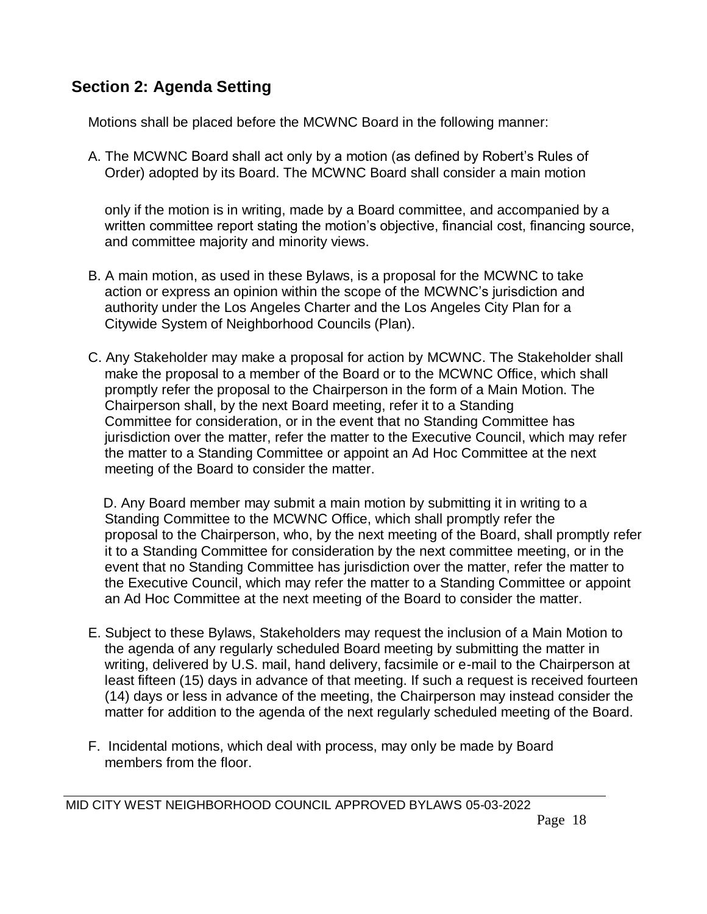## Section 2: Agenda Setting

Motions shall be placed before the MCWNC Board in the following manner:

A. The MCWNC Board shall act only by a motion (as defined by Robert's Rules of Order) adopted by its Board. The MCWNC Board shall consider a main motion

only if the motion is in writing, made by a Board committee, and accompanied by a written committee report stating the motion's objective, financial cost, financing source, and committee majority and minority views.

B. A main motion, as used in these Bylaws, is a proposal for the MCWNC to take action or express an opinion within the scope of the MCWNC's jurisdiction and authority under the Los Angeles Charter and the Los Angeles City Plan for a Citywide System of Neighborhood Councils (Plan).

C. Any Stakeholder may make a proposal for action by MCWNC. The Stakeholder shall make the proposal to a member of the Board or to the MCWNC Office, which shall promptly refer the proposal to the Chairperson in the form of a Main Motion. The Chairperson shall, by the next Board meeting, refer it to a Standing Committee for consideration, or in the event that no Standing Committee has jurisdiction over the matter, refer the matter to the Executive Council, which may refer the matter to a Standing Committee or appoint an Ad Hoc Committee at the next meeting of the Board to consider the matter.

D. Any Board member may submit a main motion by submitting it in writing to a Standing Committee to the MCWNC Office, which shall promptly refer the proposal to the Chairperson, who, by the next meeting of the Board, shall promptly refer it to a Standing Committee for consideration by the next committee meeting, or in the event that no Standing Committee has jurisdiction over the matter, refer the matter to the Executive Council, which may refer the matter to a Standing Committee or appoint an Ad Hoc Committee at the next meeting of the Board to consider the matter.

E. Subject to these Bylaws, Stakeholders may request the inclusion of a Main Motion to the agenda of any regularly scheduled Board meeting by submitting the matter in writing, delivered by U.S. mail, hand delivery, facsimile or e-mail to the Chairperson at least fifteen (15) days in advance of that meeting. If such a request is received fourteen (14) days or less in advance of the meeting, the Chairperson may instead consider the matter for addition to the agenda of the next regularly scheduled meeting of the Board.

F. Incidental motions, which deal with process, may only be made by Board members from the floor.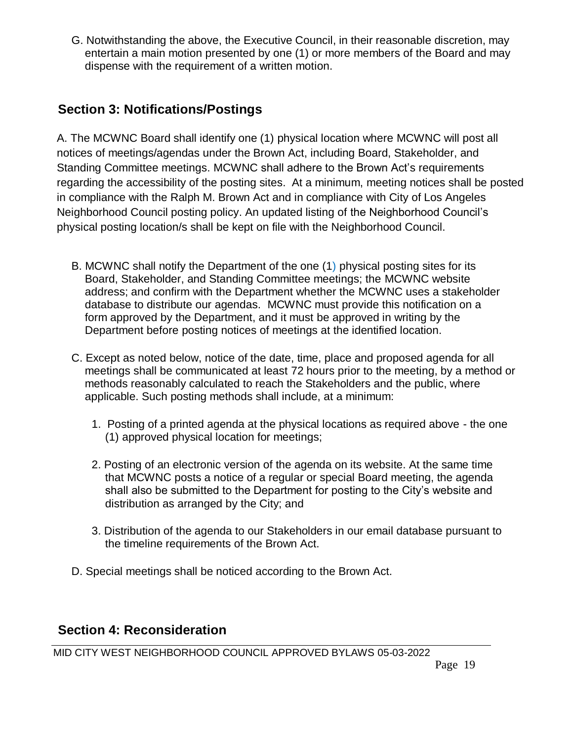G. Notwithstanding the above, the Executive Council, in their reasonable discretion, may entertain a main motion presented by one (1) or more members of the Board and may dispense with the requirement of a written motion.

## Section 3: Notifications/Postings

A. The MCWNC Board shall identify one (1) physical location where MCWNC will post all notices of meetings/agendas under the Brown Act, including Board, Stakeholder, and Standing Committee meetings. MCWNC shall adhere to the Brown Act's requirements regarding the accessibility of the posting sites. At a minimum, meeting notices shall be posted in compliance with the Ralph M. Brown Act and in compliance with City of Los Angeles Neighborhood Council posting policy. An updated listing of the Neighborhood Council's physical posting location/s shall be kept on file with the Neighborhood Council.

B. MCWNC shall notify the Department of the one (1) physical posting sites for its Board, Stakeholder, and Standing Committee meetings; the MCWNC website address; and confirm with the Department whether the MCWNC uses a stakeholder database to distribute our agendas. MCWNC must provide this notification on a form approved by the Department, and it must be approved in writing by the Department before posting notices of meetings at the identified location.

C. Except as noted below, notice of the date, time, place and proposed agenda for all meetings shall be communicated at least 72 hours prior to the meeting, by a method or methods reasonably calculated to reach the Stakeholders and the public, where applicable. Such posting methods shall include, at a minimum:

1. Posting of a printed agenda at the physical locations as required above - the one (1) approved physical location for meetings;
2. Posting of an electronic version of the agenda on its website. At the same time that MCWNC posts a notice of a regular or special Board meeting, the agenda shall also be submitted to the Department for posting to the City's website and distribution as arranged by the City; and
3. Distribution of the agenda to our Stakeholders in our email database pursuant to the timeline requirements of the Brown Act.

D. Special meetings shall be noticed according to the Brown Act.

## Section 4: Reconsideration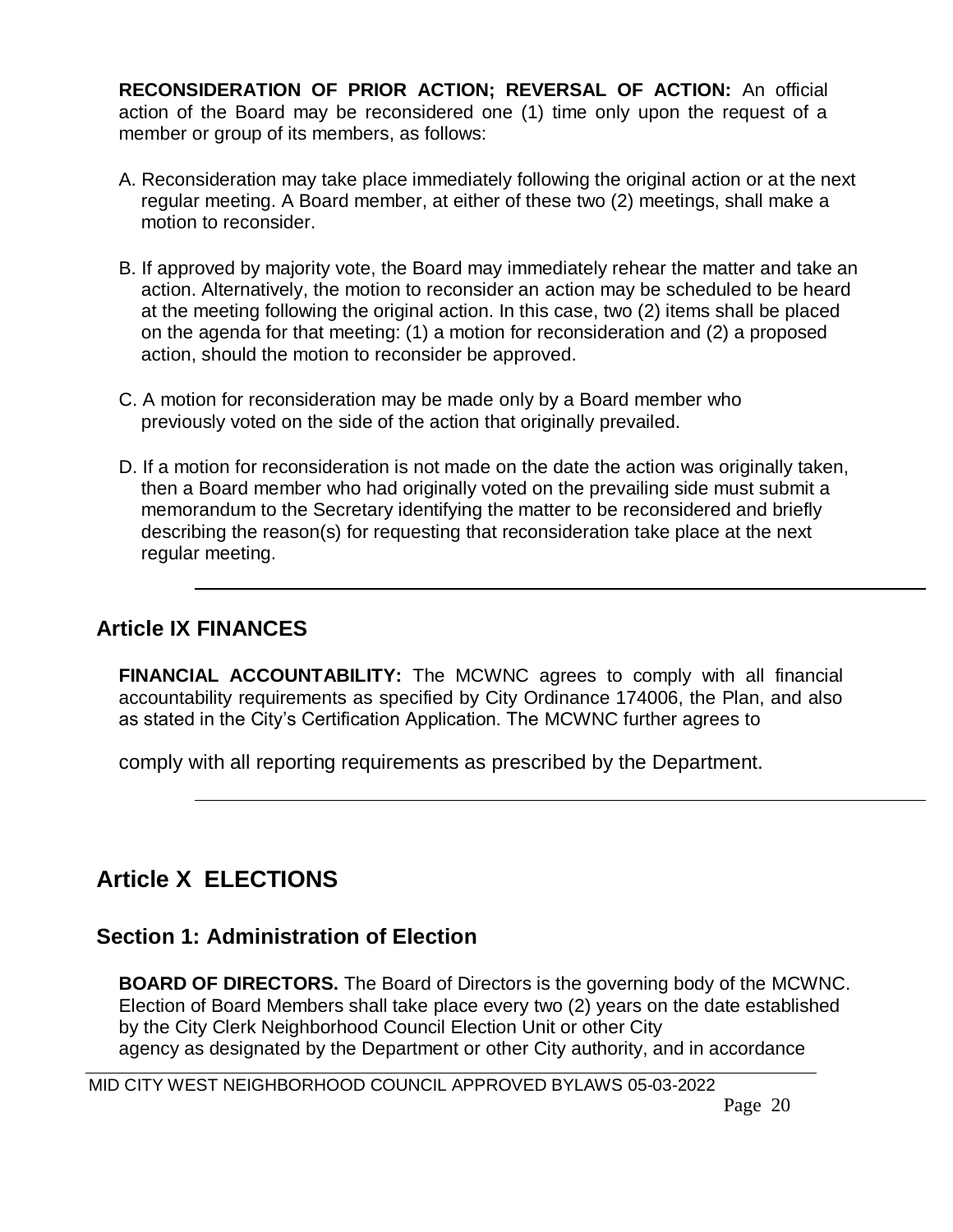**RECONSIDERATION OF PRIOR ACTION; REVERSAL OF ACTION:** An official action of the Board may be reconsidered one (1) time only upon the request of a member or group of its members, as follows:

A. Reconsideration may take place immediately following the original action or at the next regular meeting. A Board member, at either of these two (2) meetings, shall make a motion to reconsider.

B. If approved by majority vote, the Board may immediately rehear the matter and take an action. Alternatively, the motion to reconsider an action may be scheduled to be heard at the meeting following the original action. In this case, two (2) items shall be placed on the agenda for that meeting: (1) a motion for reconsideration and (2) a proposed action, should the motion to reconsider be approved.

C. A motion for reconsideration may be made only by a Board member who previously voted on the side of the action that originally prevailed.

D. If a motion for reconsideration is not made on the date the action was originally taken, then a Board member who had originally voted on the prevailing side must submit a memorandum to the Secretary identifying the matter to be reconsidered and briefly describing the reason(s) for requesting that reconsideration take place at the next regular meeting.

---

## Article IX FINANCES

**FINANCIAL ACCOUNTABILITY:** The MCWNC agrees to comply with all financial accountability requirements as specified by City Ordinance 174006, the Plan, and also as stated in the City's Certification Application. The MCWNC further agrees to

comply with all reporting requirements as prescribed by the Department.

---

## Article X ELECTIONS

### Section 1: Administration of Election

**BOARD OF DIRECTORS.** The Board of Directors is the governing body of the MCWNC. Election of Board Members shall take place every two (2) years on the date established by the City Clerk Neighborhood Council Election Unit or other City agency as designated by the Department or other City authority, and in accordance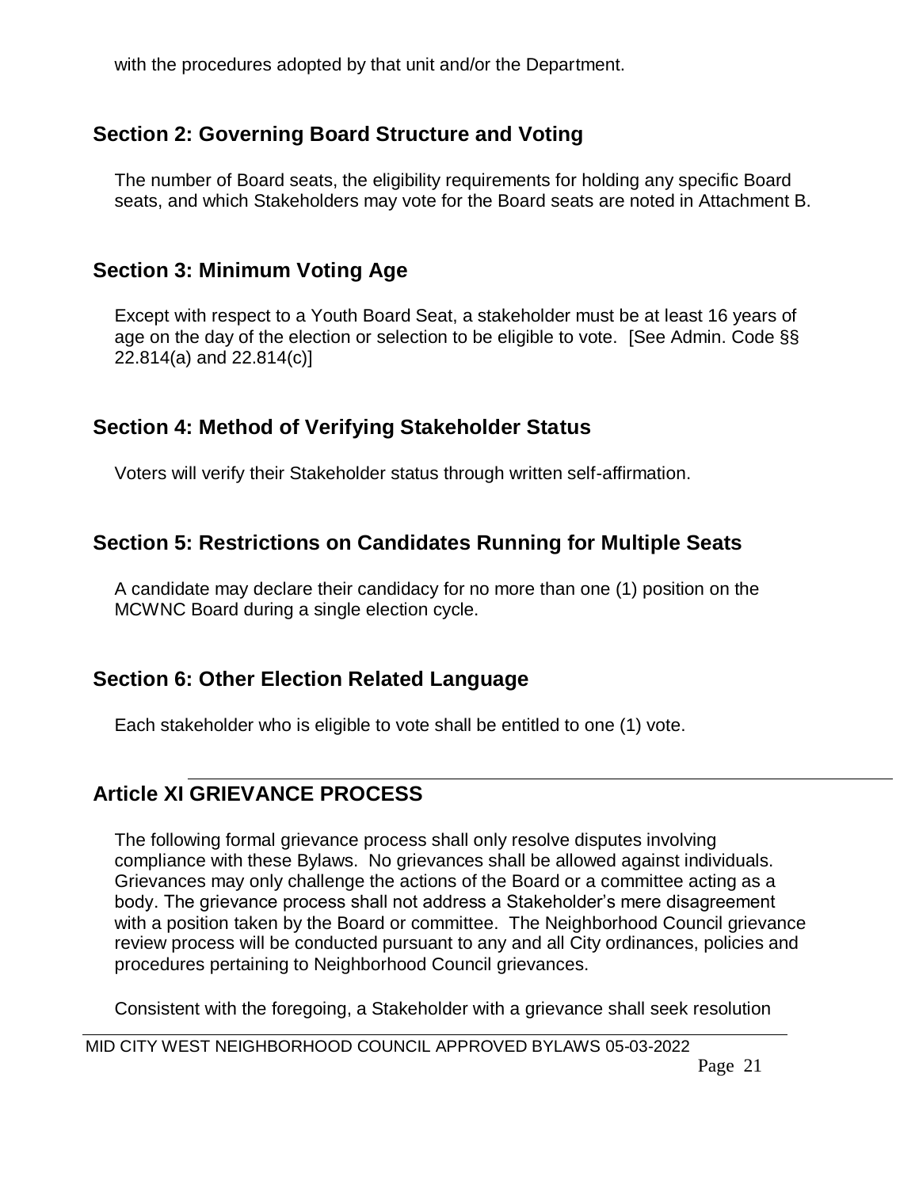with the procedures adopted by that unit and/or the Department.

## Section 2: Governing Board Structure and Voting

The number of Board seats, the eligibility requirements for holding any specific Board seats, and which Stakeholders may vote for the Board seats are noted in Attachment B.

## Section 3: Minimum Voting Age

Except with respect to a Youth Board Seat, a stakeholder must be at least 16 years of age on the day of the election or selection to be eligible to vote. [See Admin. Code §§ 22.814(a) and 22.814(c)]

## Section 4: Method of Verifying Stakeholder Status

Voters will verify their Stakeholder status through written self-affirmation.

## Section 5: Restrictions on Candidates Running for Multiple Seats

A candidate may declare their candidacy for no more than one (1) position on the MCWNC Board during a single election cycle.

## Section 6: Other Election Related Language

Each stakeholder who is eligible to vote shall be entitled to one (1) vote.

# Article XI GRIEVANCE PROCESS

The following formal grievance process shall only resolve disputes involving compliance with these Bylaws. No grievances shall be allowed against individuals. Grievances may only challenge the actions of the Board or a committee acting as a body. The grievance process shall not address a Stakeholder's mere disagreement with a position taken by the Board or committee. The Neighborhood Council grievance review process will be conducted pursuant to any and all City ordinances, policies and procedures pertaining to Neighborhood Council grievances.

Consistent with the foregoing, a Stakeholder with a grievance shall seek resolution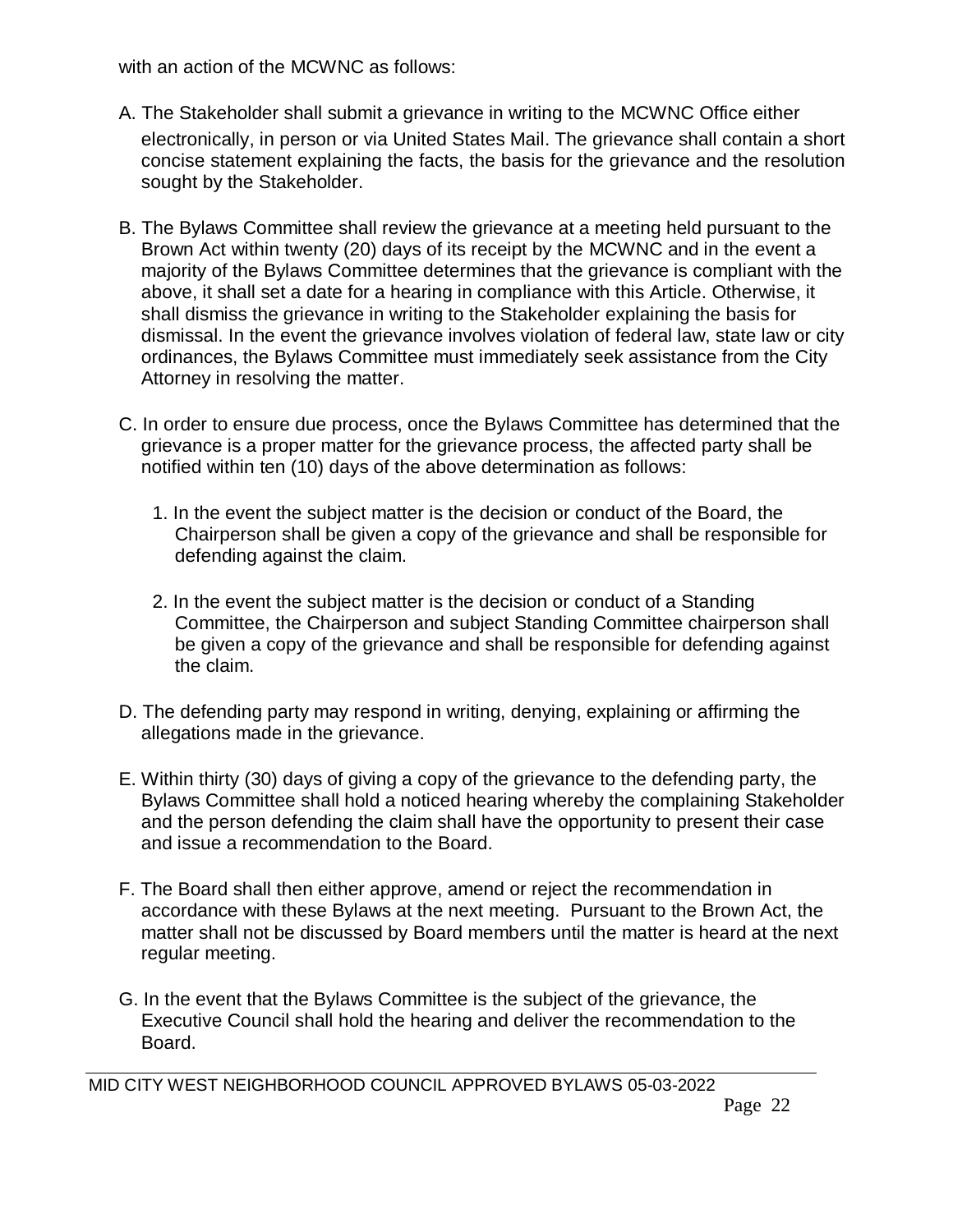with an action of the MCWNC as follows:

A. The Stakeholder shall submit a grievance in writing to the MCWNC Office either electronically, in person or via United States Mail. The grievance shall contain a short concise statement explaining the facts, the basis for the grievance and the resolution sought by the Stakeholder.

B. The Bylaws Committee shall review the grievance at a meeting held pursuant to the Brown Act within twenty (20) days of its receipt by the MCWNC and in the event a majority of the Bylaws Committee determines that the grievance is compliant with the above, it shall set a date for a hearing in compliance with this Article. Otherwise, it shall dismiss the grievance in writing to the Stakeholder explaining the basis for dismissal. In the event the grievance involves violation of federal law, state law or city ordinances, the Bylaws Committee must immediately seek assistance from the City Attorney in resolving the matter.

C. In order to ensure due process, once the Bylaws Committee has determined that the grievance is a proper matter for the grievance process, the affected party shall be notified within ten (10) days of the above determination as follows:

   1. In the event the subject matter is the decision or conduct of the Board, the Chairperson shall be given a copy of the grievance and shall be responsible for defending against the claim.

   2. In the event the subject matter is the decision or conduct of a Standing Committee, the Chairperson and subject Standing Committee chairperson shall be given a copy of the grievance and shall be responsible for defending against the claim.

D. The defending party may respond in writing, denying, explaining or affirming the allegations made in the grievance.

E. Within thirty (30) days of giving a copy of the grievance to the defending party, the Bylaws Committee shall hold a noticed hearing whereby the complaining Stakeholder and the person defending the claim shall have the opportunity to present their case and issue a recommendation to the Board.

F. The Board shall then either approve, amend or reject the recommendation in accordance with these Bylaws at the next meeting. Pursuant to the Brown Act, the matter shall not be discussed by Board members until the matter is heard at the next regular meeting.

G. In the event that the Bylaws Committee is the subject of the grievance, the Executive Council shall hold the hearing and deliver the recommendation to the Board.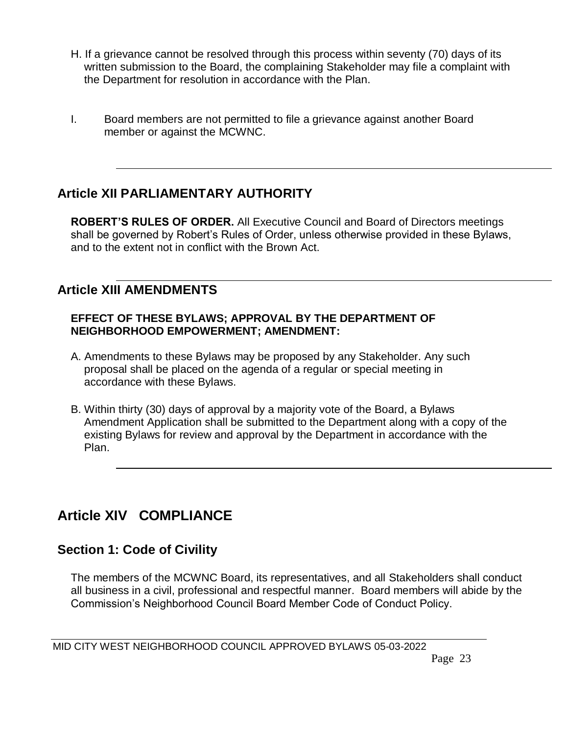H. If a grievance cannot be resolved through this process within seventy (70) days of its written submission to the Board, the complaining Stakeholder may file a complaint with the Department for resolution in accordance with the Plan.

I. Board members are not permitted to file a grievance against another Board member or against the MCWNC.

## Article XII PARLIAMENTARY AUTHORITY

**ROBERT'S RULES OF ORDER.** All Executive Council and Board of Directors meetings shall be governed by Robert's Rules of Order, unless otherwise provided in these Bylaws, and to the extent not in conflict with the Brown Act.

## Article XIII AMENDMENTS

**EFFECT OF THESE BYLAWS; APPROVAL BY THE DEPARTMENT OF NEIGHBORHOOD EMPOWERMENT; AMENDMENT:**

A. Amendments to these Bylaws may be proposed by any Stakeholder. Any such proposal shall be placed on the agenda of a regular or special meeting in accordance with these Bylaws.

B. Within thirty (30) days of approval by a majority vote of the Board, a Bylaws Amendment Application shall be submitted to the Department along with a copy of the existing Bylaws for review and approval by the Department in accordance with the Plan.

# Article XIV COMPLIANCE

## Section 1: Code of Civility

The members of the MCWNC Board, its representatives, and all Stakeholders shall conduct all business in a civil, professional and respectful manner. Board members will abide by the Commission's Neighborhood Council Board Member Code of Conduct Policy.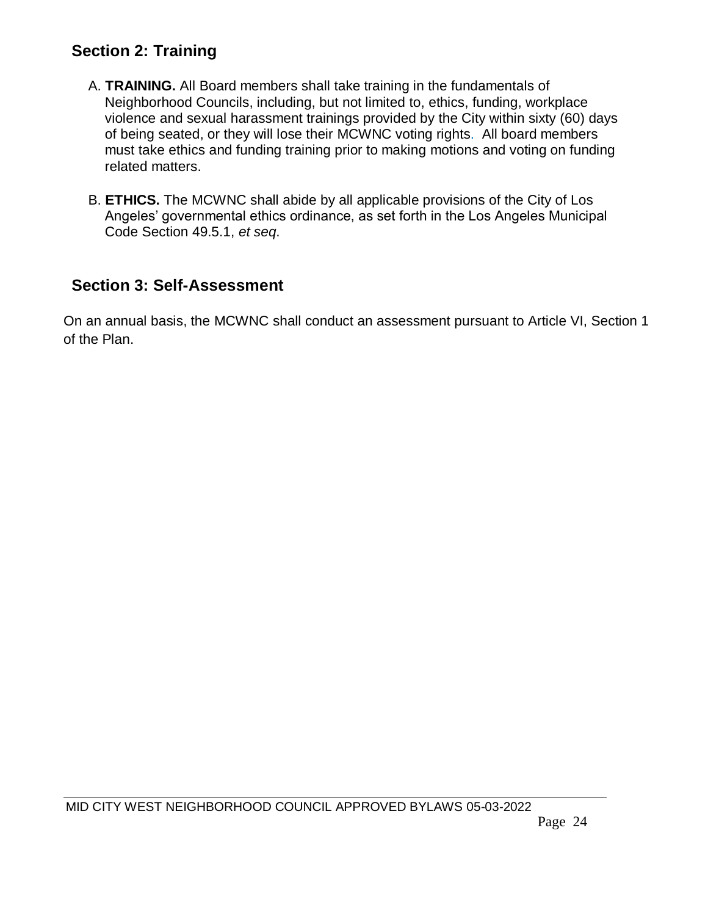## Section 2: Training

A. **TRAINING.** All Board members shall take training in the fundamentals of Neighborhood Councils, including, but not limited to, ethics, funding, workplace violence and sexual harassment trainings provided by the City within sixty (60) days of being seated, or they will lose their MCWNC voting rights. All board members must take ethics and funding training prior to making motions and voting on funding related matters.

B. **ETHICS.** The MCWNC shall abide by all applicable provisions of the City of Los Angeles' governmental ethics ordinance, as set forth in the Los Angeles Municipal Code Section 49.5.1, *et seq*.

## Section 3: Self-Assessment

On an annual basis, the MCWNC shall conduct an assessment pursuant to Article VI, Section 1 of the Plan.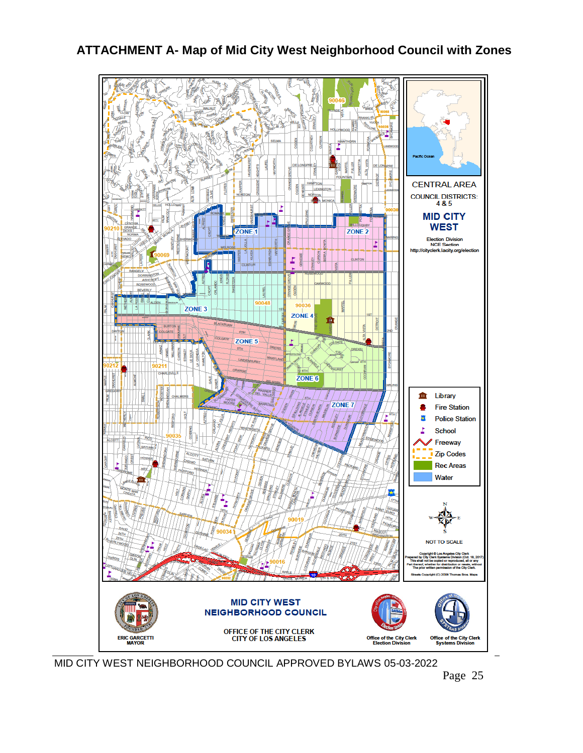# ATTACHMENT A- Map of Mid City West Neighborhood Council with Zones

CENTRAL AREA

COUNCIL DISTRICTS: 4 & 5

**MID CITY WEST**

Election Division
NCE Section
http://cityclerk.lacity.org/election

ZONE 1
ZONE 2
ZONE 3
ZONE 4
ZONE 5
ZONE 6
ZONE 7

- Library
- Fire Station
- Police Station
- School
- Freeway
- Zip Codes
- Rec Areas
- Water

NOT TO SCALE

Copyright © Los Angeles City Clerk
Prepared by City Clerk Systems Division (Oct. 18, 2017)
This shall not be copied or reproduced, all or any Part thereof, whether for distribution or resale, without The prior written permission of the City Clerk.
Streets Copyright (C) 2008 Thomas Bros. Maps

**MID CITY WEST NEIGHBORHOOD COUNCIL**

OFFICE OF THE CITY CLERK
CITY OF LOS ANGELES

ERIC GARCETTI
MAYOR

Office of the City Clerk
Election Division

Office of the City Clerk
Systems Division

MID CITY WEST NEIGHBORHOOD COUNCIL APPROVED BYLAWS 05-03-2022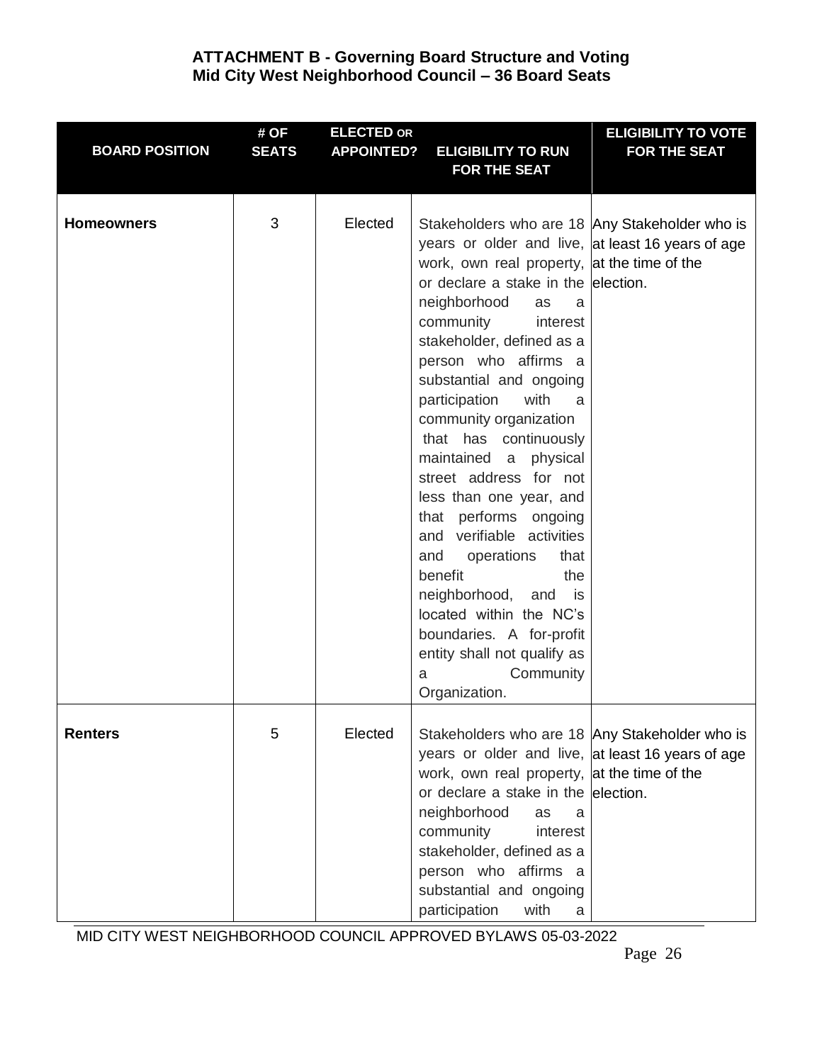**ATTACHMENT B - Governing Board Structure and Voting**
**Mid City West Neighborhood Council – 36 Board Seats**

| BOARD POSITION | # OF SEATS | ELECTED OR APPOINTED? | ELIGIBILITY TO RUN FOR THE SEAT | ELIGIBILITY TO VOTE FOR THE SEAT |
|---|---|---|---|---|
| **Homeowners** | 3 | Elected | Stakeholders who are 18 years or older and live, work, own real property, or declare a stake in the neighborhood as a community interest stakeholder, defined as a person who affirms a substantial and ongoing participation with a community organization that has continuously maintained a physical street address for not less than one year, and that performs ongoing and verifiable activities and operations that benefit the neighborhood, and is located within the NC's boundaries. A for-profit entity shall not qualify as a Community Organization. | Any Stakeholder who is at least 16 years of age at the time of the election. |
| **Renters** | 5 | Elected | Stakeholders who are 18 years or older and live, work, own real property, or declare a stake in the neighborhood as a community interest stakeholder, defined as a person who affirms a substantial and ongoing participation with a | Any Stakeholder who is at least 16 years of age at the time of the election. |

MID CITY WEST NEIGHBORHOOD COUNCIL APPROVED BYLAWS 05-03-2022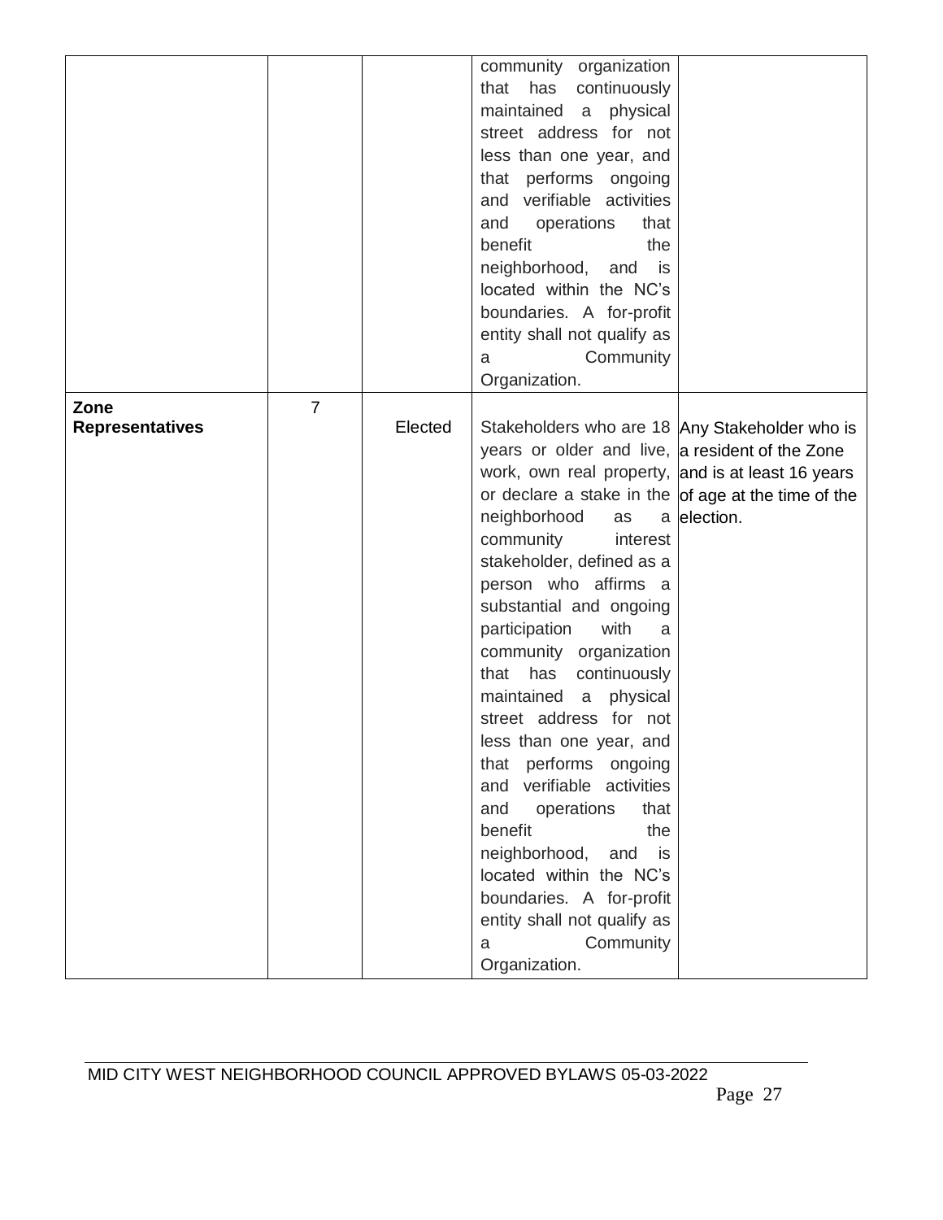| | | | | |
|---|---|---|---|---|
| | | | community organization that has continuously maintained a physical street address for not less than one year, and that performs ongoing and verifiable activities and operations that benefit the neighborhood, and is located within the NC's boundaries. A for-profit entity shall not qualify as a Community Organization. | |
| **Zone Representatives** | 7 | Elected | Stakeholders who are 18 years or older and live, work, own real property, or declare a stake in the neighborhood as a community interest stakeholder, defined as a person who affirms a substantial and ongoing participation with a community organization that has continuously maintained a physical street address for not less than one year, and that performs ongoing and verifiable activities and operations that benefit the neighborhood, and is located within the NC's boundaries. A for-profit entity shall not qualify as a Community Organization. | Any Stakeholder who is a resident of the Zone and is at least 16 years of age at the time of the election. |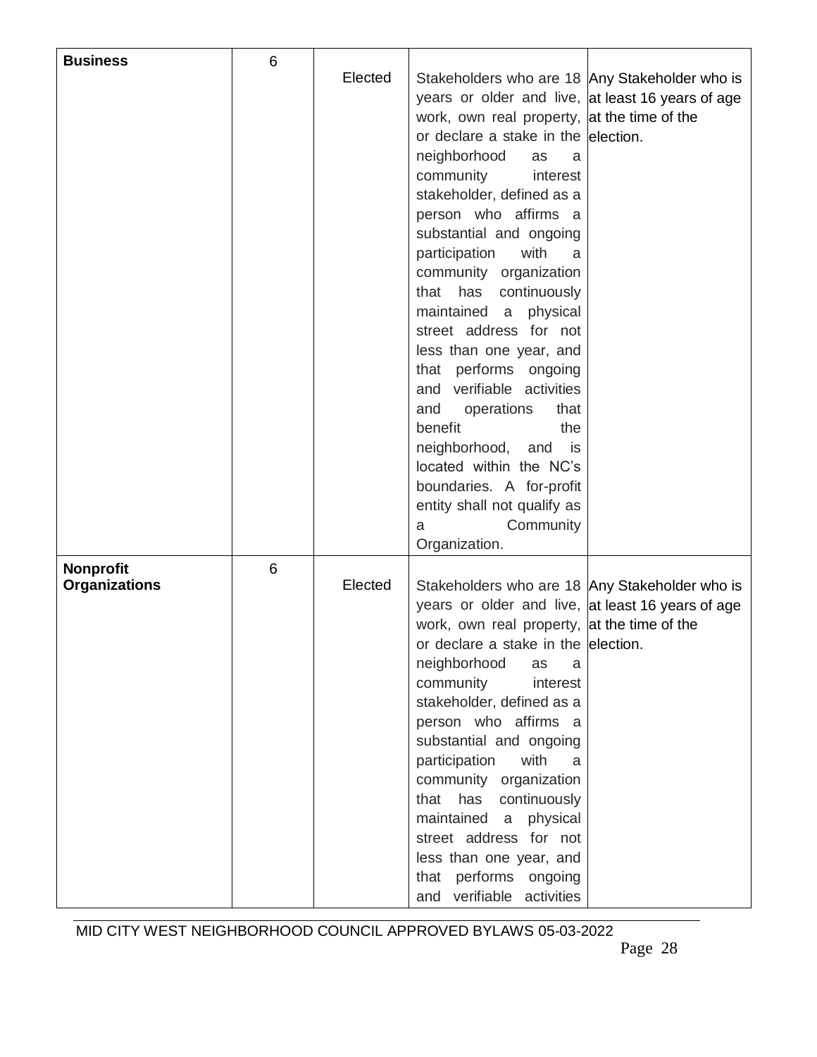| **Business** | 6 | Elected | Stakeholders who are 18 years or older and live, work, own real property, or declare a stake in the neighborhood as a community interest stakeholder, defined as a person who affirms a substantial and ongoing participation with a community organization that has continuously maintained a physical street address for not less than one year, and that performs ongoing and verifiable activities and operations that benefit the neighborhood, and is located within the NC's boundaries. A for-profit entity shall not qualify as a Community Organization. | Any Stakeholder who is at least 16 years of age at the time of the election. |
|---|---|---|---|---|
| **Nonprofit Organizations** | 6 | Elected | Stakeholders who are 18 years or older and live, work, own real property, or declare a stake in the neighborhood as a community interest stakeholder, defined as a person who affirms a substantial and ongoing participation with a community organization that has continuously maintained a physical street address for not less than one year, and that performs ongoing and verifiable activities | Any Stakeholder who is at least 16 years of age at the time of the election. |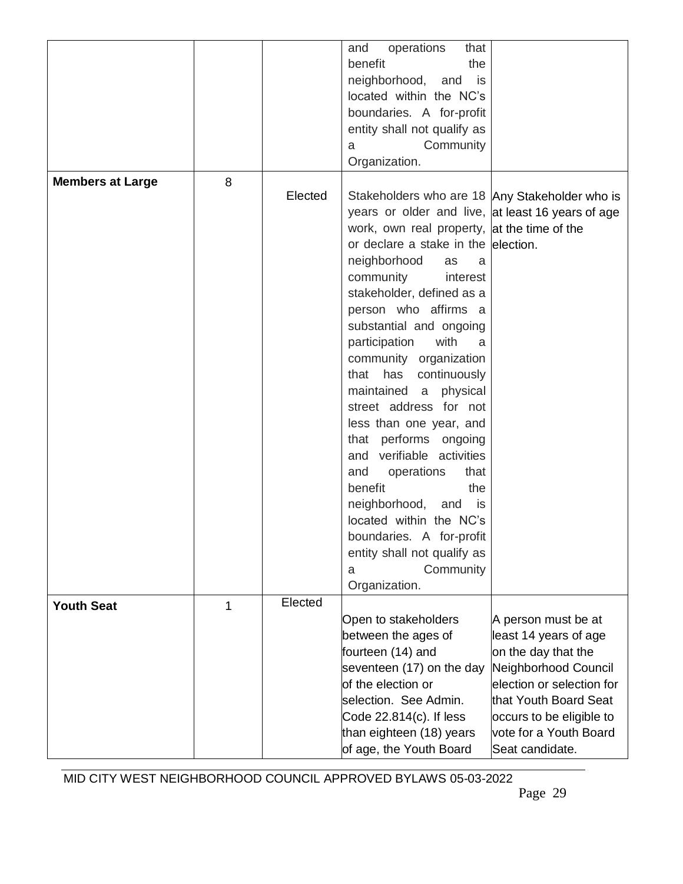| | | | | |
|---|---|---|---|---|
| | | | and operations that benefit the neighborhood, and is located within the NC's boundaries. A for-profit entity shall not qualify as a Community Organization. | |
| **Members at Large** | 8 | Elected | Stakeholders who are 18 years or older and live, work, own real property, or declare a stake in the neighborhood as a community interest stakeholder, defined as a person who affirms a substantial and ongoing participation with a community organization that has continuously maintained a physical street address for not less than one year, and that performs ongoing and verifiable activities and operations that benefit the neighborhood, and is located within the NC's boundaries. A for-profit entity shall not qualify as a Community Organization. | Any Stakeholder who is at least 16 years of age at the time of the election. |
| **Youth Seat** | 1 | Elected | Open to stakeholders between the ages of fourteen (14) and seventeen (17) on the day of the election or selection. See Admin. Code 22.814(c). If less than eighteen (18) years of age, the Youth Board | A person must be at least 14 years of age on the day that the Neighborhood Council election or selection for that Youth Board Seat occurs to be eligible to vote for a Youth Board Seat candidate. |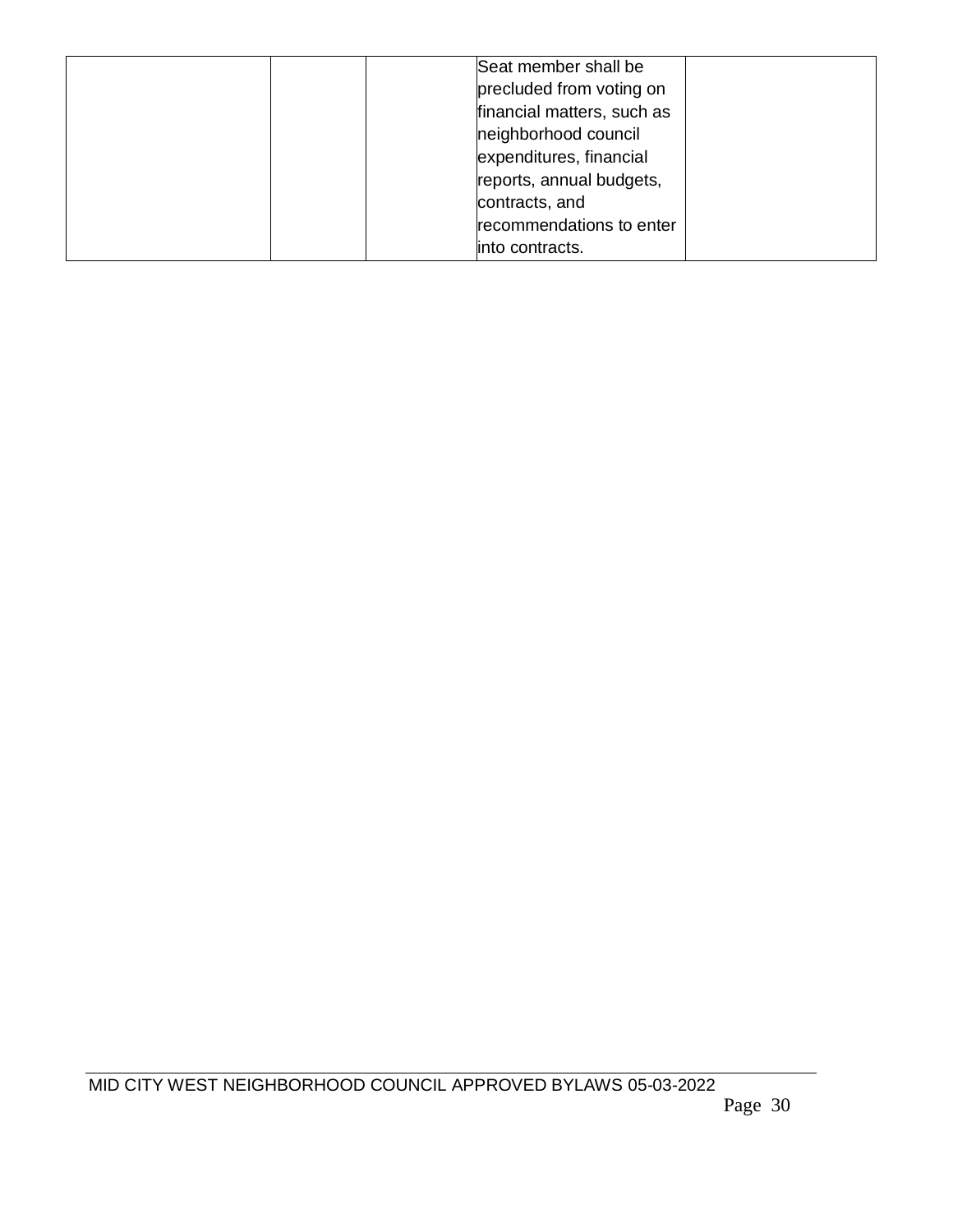| | | | | |
|---|---|---|---|---|
| | | | Seat member shall be precluded from voting on financial matters, such as neighborhood council expenditures, financial reports, annual budgets, contracts, and recommendations to enter into contracts. | |